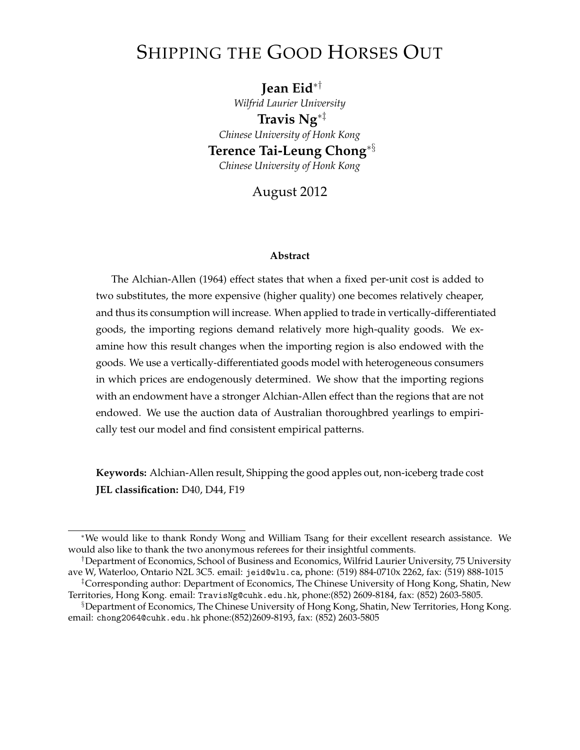# SHIPPING THE GOOD HORSES OUT

**Jean Eid**[*,†]
*Wilfrid Laurier University*

**Travis Ng**[*,‡]
*Chinese University of Honk Kong*

**Terence Tai-Leung Chong**[*,§]
*Chinese University of Honk Kong*

August 2012

**Abstract**

The Alchian-Allen (1964) effect states that when a fixed per-unit cost is added to two substitutes, the more expensive (higher quality) one becomes relatively cheaper, and thus its consumption will increase. When applied to trade in vertically-differentiated goods, the importing regions demand relatively more high-quality goods. We examine how this result changes when the importing region is also endowed with the goods. We use a vertically-differentiated goods model with heterogeneous consumers in which prices are endogenously determined. We show that the importing regions with an endowment have a stronger Alchian-Allen effect than the regions that are not endowed. We use the auction data of Australian thoroughbred yearlings to empirically test our model and find consistent empirical patterns.

**Keywords:** Alchian-Allen result, Shipping the good apples out, non-iceberg trade cost
**JEL classification:** D40, D44, F19

---

[*] We would like to thank Rondy Wong and William Tsang for their excellent research assistance. We would also like to thank the two anonymous referees for their insightful comments.

[†] Department of Economics, School of Business and Economics, Wilfrid Laurier University, 75 University ave W, Waterloo, Ontario N2L 3C5. email: jeid@wlu.ca, phone: (519) 884-0710x 2262, fax: (519) 888-1015

[‡] Corresponding author: Department of Economics, The Chinese University of Hong Kong, Shatin, New Territories, Hong Kong. email: TravisNg@cuhk.edu.hk, phone:(852) 2609-8184, fax: (852) 2603-5805.

[§] Department of Economics, The Chinese University of Hong Kong, Shatin, New Territories, Hong Kong. email: chong2064@cuhk.edu.hk phone:(852)2609-8193, fax: (852) 2603-5805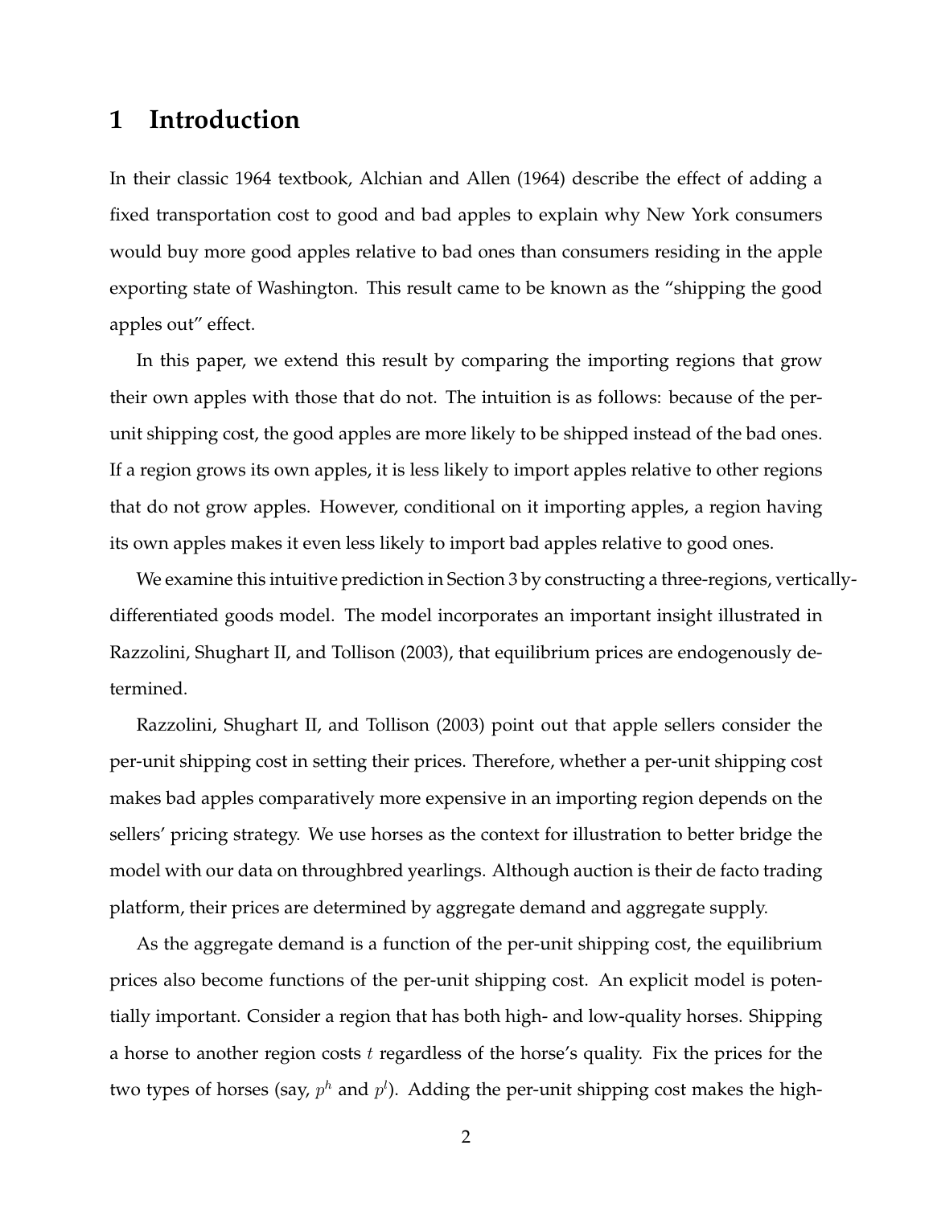# 1 Introduction

In their classic 1964 textbook, Alchian and Allen (1964) describe the effect of adding a fixed transportation cost to good and bad apples to explain why New York consumers would buy more good apples relative to bad ones than consumers residing in the apple exporting state of Washington. This result came to be known as the "shipping the good apples out" effect.

In this paper, we extend this result by comparing the importing regions that grow their own apples with those that do not. The intuition is as follows: because of the per-unit shipping cost, the good apples are more likely to be shipped instead of the bad ones. If a region grows its own apples, it is less likely to import apples relative to other regions that do not grow apples. However, conditional on it importing apples, a region having its own apples makes it even less likely to import bad apples relative to good ones.

We examine this intuitive prediction in Section 3 by constructing a three-regions, vertically-differentiated goods model. The model incorporates an important insight illustrated in Razzolini, Shughart II, and Tollison (2003), that equilibrium prices are endogenously determined.

Razzolini, Shughart II, and Tollison (2003) point out that apple sellers consider the per-unit shipping cost in setting their prices. Therefore, whether a per-unit shipping cost makes bad apples comparatively more expensive in an importing region depends on the sellers' pricing strategy. We use horses as the context for illustration to better bridge the model with our data on throughbred yearlings. Although auction is their de facto trading platform, their prices are determined by aggregate demand and aggregate supply.

As the aggregate demand is a function of the per-unit shipping cost, the equilibrium prices also become functions of the per-unit shipping cost. An explicit model is potentially important. Consider a region that has both high- and low-quality horses. Shipping a horse to another region costs $t$ regardless of the horse's quality. Fix the prices for the two types of horses (say, $p^h$ and $p^l$). Adding the per-unit shipping cost makes the high-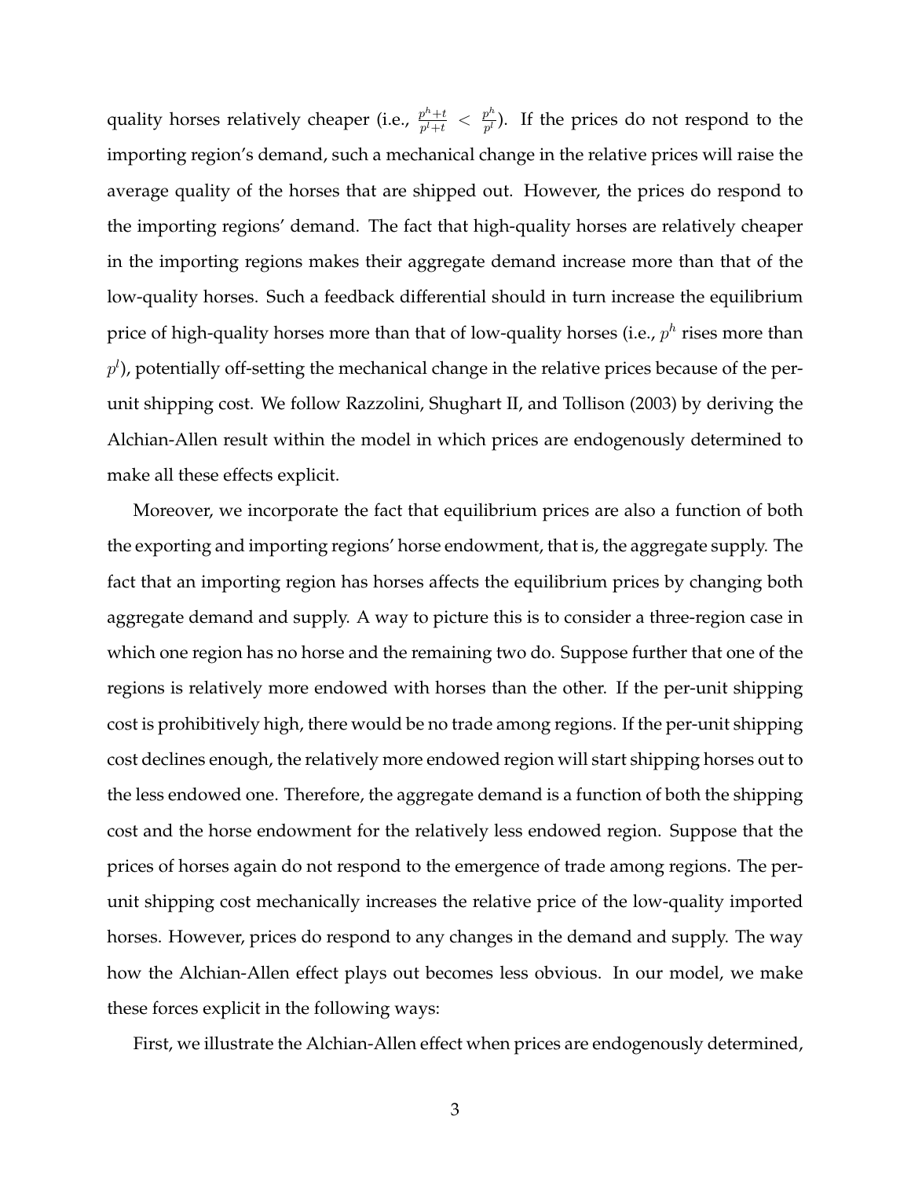quality horses relatively cheaper (i.e., $\frac{p^h+t}{p^l+t} < \frac{p^h}{p^l}$). If the prices do not respond to the importing region's demand, such a mechanical change in the relative prices will raise the average quality of the horses that are shipped out. However, the prices do respond to the importing regions' demand. The fact that high-quality horses are relatively cheaper in the importing regions makes their aggregate demand increase more than that of the low-quality horses. Such a feedback differential should in turn increase the equilibrium price of high-quality horses more than that of low-quality horses (i.e., $p^h$ rises more than $p^l$), potentially off-setting the mechanical change in the relative prices because of the per-unit shipping cost. We follow Razzolini, Shughart II, and Tollison (2003) by deriving the Alchian-Allen result within the model in which prices are endogenously determined to make all these effects explicit.

Moreover, we incorporate the fact that equilibrium prices are also a function of both the exporting and importing regions' horse endowment, that is, the aggregate supply. The fact that an importing region has horses affects the equilibrium prices by changing both aggregate demand and supply. A way to picture this is to consider a three-region case in which one region has no horse and the remaining two do. Suppose further that one of the regions is relatively more endowed with horses than the other. If the per-unit shipping cost is prohibitively high, there would be no trade among regions. If the per-unit shipping cost declines enough, the relatively more endowed region will start shipping horses out to the less endowed one. Therefore, the aggregate demand is a function of both the shipping cost and the horse endowment for the relatively less endowed region. Suppose that the prices of horses again do not respond to the emergence of trade among regions. The per-unit shipping cost mechanically increases the relative price of the low-quality imported horses. However, prices do respond to any changes in the demand and supply. The way how the Alchian-Allen effect plays out becomes less obvious. In our model, we make these forces explicit in the following ways:

First, we illustrate the Alchian-Allen effect when prices are endogenously determined,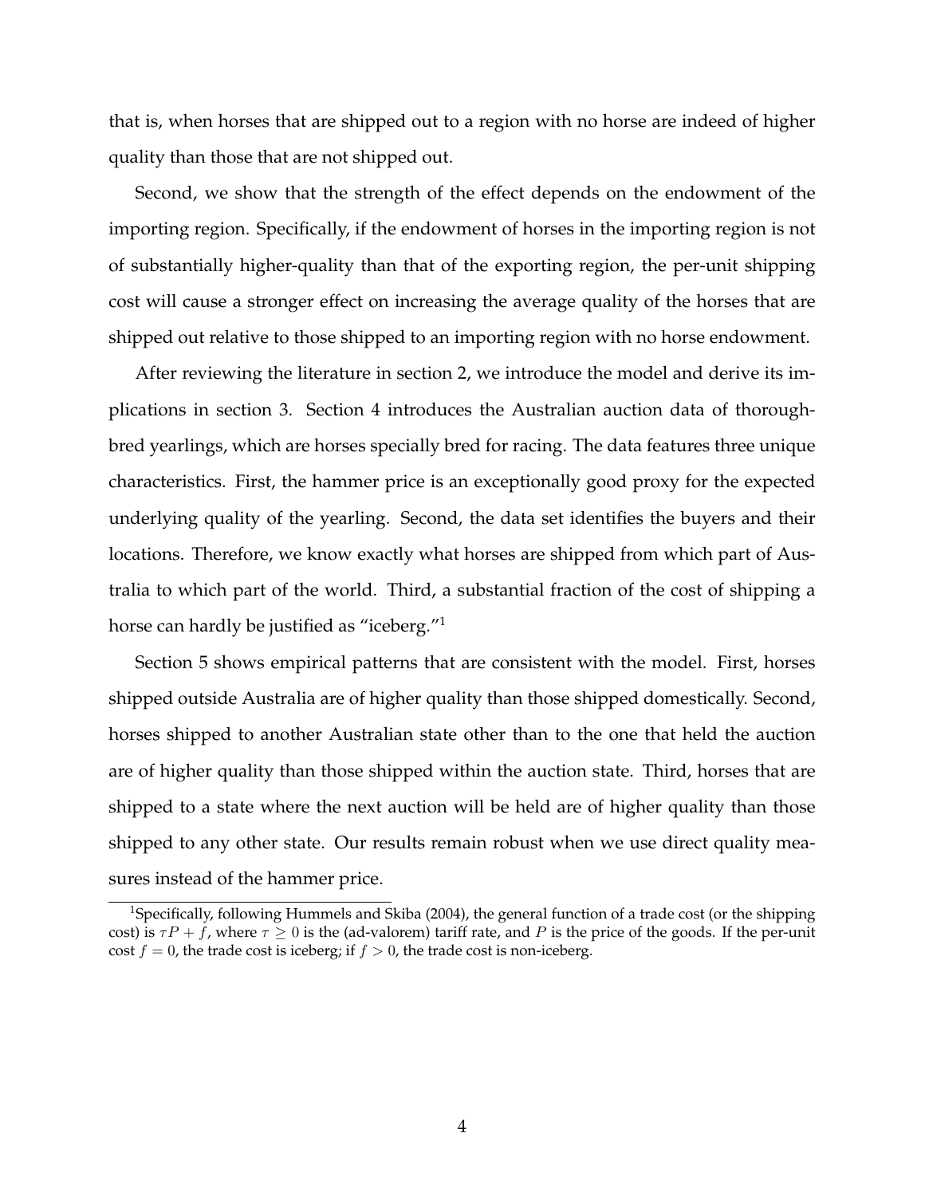that is, when horses that are shipped out to a region with no horse are indeed of higher quality than those that are not shipped out.

Second, we show that the strength of the effect depends on the endowment of the importing region. Specifically, if the endowment of horses in the importing region is not of substantially higher-quality than that of the exporting region, the per-unit shipping cost will cause a stronger effect on increasing the average quality of the horses that are shipped out relative to those shipped to an importing region with no horse endowment.

After reviewing the literature in section 2, we introduce the model and derive its implications in section 3. Section 4 introduces the Australian auction data of thoroughbred yearlings, which are horses specially bred for racing. The data features three unique characteristics. First, the hammer price is an exceptionally good proxy for the expected underlying quality of the yearling. Second, the data set identifies the buyers and their locations. Therefore, we know exactly what horses are shipped from which part of Australia to which part of the world. Third, a substantial fraction of the cost of shipping a horse can hardly be justified as "iceberg."[1]

Section 5 shows empirical patterns that are consistent with the model. First, horses shipped outside Australia are of higher quality than those shipped domestically. Second, horses shipped to another Australian state other than to the one that held the auction are of higher quality than those shipped within the auction state. Third, horses that are shipped to a state where the next auction will be held are of higher quality than those shipped to any other state. Our results remain robust when we use direct quality measures instead of the hammer price.

[1] Specifically, following Hummels and Skiba (2004), the general function of a trade cost (or the shipping cost) is $\tau P + f$, where $\tau \geq 0$ is the (ad-valorem) tariff rate, and $P$ is the price of the goods. If the per-unit cost $f = 0$, the trade cost is iceberg; if $f > 0$, the trade cost is non-iceberg.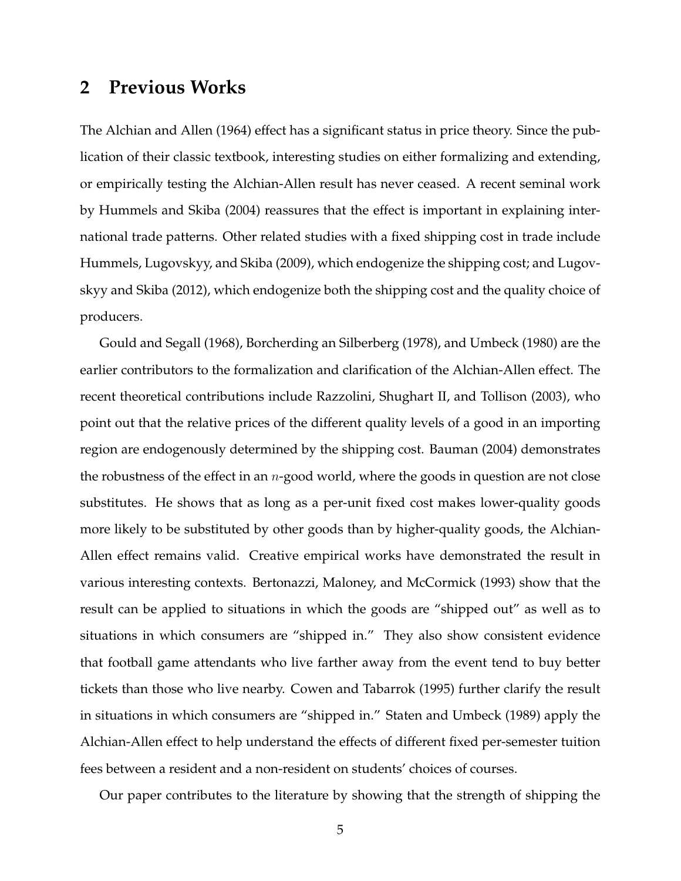## 2 Previous Works

The Alchian and Allen (1964) effect has a significant status in price theory. Since the publication of their classic textbook, interesting studies on either formalizing and extending, or empirically testing the Alchian-Allen result has never ceased. A recent seminal work by Hummels and Skiba (2004) reassures that the effect is important in explaining international trade patterns. Other related studies with a fixed shipping cost in trade include Hummels, Lugovskyy, and Skiba (2009), which endogenize the shipping cost; and Lugovskyy and Skiba (2012), which endogenize both the shipping cost and the quality choice of producers.

Gould and Segall (1968), Borcherding an Silberberg (1978), and Umbeck (1980) are the earlier contributors to the formalization and clarification of the Alchian-Allen effect. The recent theoretical contributions include Razzolini, Shughart II, and Tollison (2003), who point out that the relative prices of the different quality levels of a good in an importing region are endogenously determined by the shipping cost. Bauman (2004) demonstrates the robustness of the effect in an $n$-good world, where the goods in question are not close substitutes. He shows that as long as a per-unit fixed cost makes lower-quality goods more likely to be substituted by other goods than by higher-quality goods, the Alchian-Allen effect remains valid. Creative empirical works have demonstrated the result in various interesting contexts. Bertonazzi, Maloney, and McCormick (1993) show that the result can be applied to situations in which the goods are "shipped out" as well as to situations in which consumers are "shipped in." They also show consistent evidence that football game attendants who live farther away from the event tend to buy better tickets than those who live nearby. Cowen and Tabarrok (1995) further clarify the result in situations in which consumers are "shipped in." Staten and Umbeck (1989) apply the Alchian-Allen effect to help understand the effects of different fixed per-semester tuition fees between a resident and a non-resident on students' choices of courses.

Our paper contributes to the literature by showing that the strength of shipping the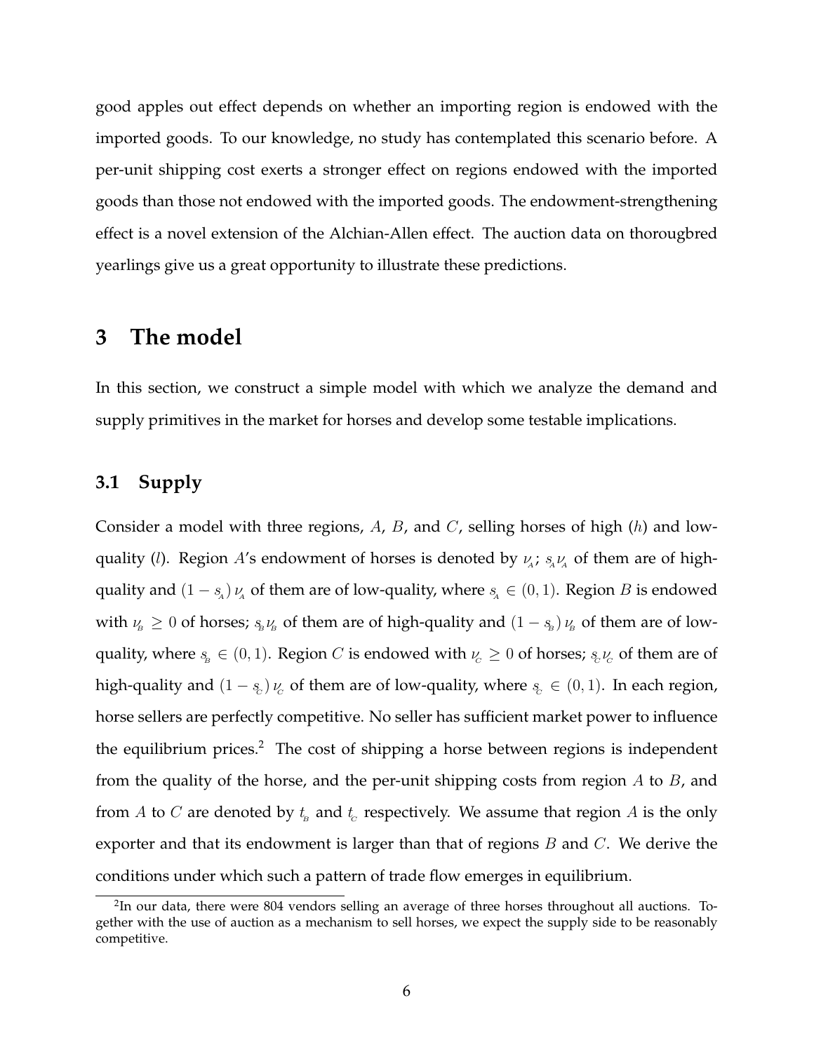good apples out effect depends on whether an importing region is endowed with the imported goods. To our knowledge, no study has contemplated this scenario before. A per-unit shipping cost exerts a stronger effect on regions endowed with the imported goods than those not endowed with the imported goods. The endowment-strengthening effect is a novel extension of the Alchian-Allen effect. The auction data on thorougbred yearlings give us a great opportunity to illustrate these predictions.

# 3 The model

In this section, we construct a simple model with which we analyze the demand and supply primitives in the market for horses and develop some testable implications.

## 3.1 Supply

Consider a model with three regions, $A$, $B$, and $C$, selling horses of high ($h$) and low-quality ($l$). Region $A$'s endowment of horses is denoted by $\nu_A$; $s_A\nu_A$ of them are of high-quality and $(1 - s_A)\,\nu_A$ of them are of low-quality, where $s_A \in (0, 1)$. Region $B$ is endowed with $\nu_B \geq 0$ of horses; $s_B\nu_B$ of them are of high-quality and $(1 - s_B)\,\nu_B$ of them are of low-quality, where $s_B \in (0, 1)$. Region $C$ is endowed with $\nu_C \geq 0$ of horses; $s_C\nu_C$ of them are of high-quality and $(1 - s_C)\,\nu_C$ of them are of low-quality, where $s_C \in (0, 1)$. In each region, horse sellers are perfectly competitive. No seller has sufficient market power to influence the equilibrium prices.[2] The cost of shipping a horse between regions is independent from the quality of the horse, and the per-unit shipping costs from region $A$ to $B$, and from $A$ to $C$ are denoted by $t_B$ and $t_C$ respectively. We assume that region $A$ is the only exporter and that its endowment is larger than that of regions $B$ and $C$. We derive the conditions under which such a pattern of trade flow emerges in equilibrium.

[2] In our data, there were 804 vendors selling an average of three horses throughout all auctions. Together with the use of auction as a mechanism to sell horses, we expect the supply side to be reasonably competitive.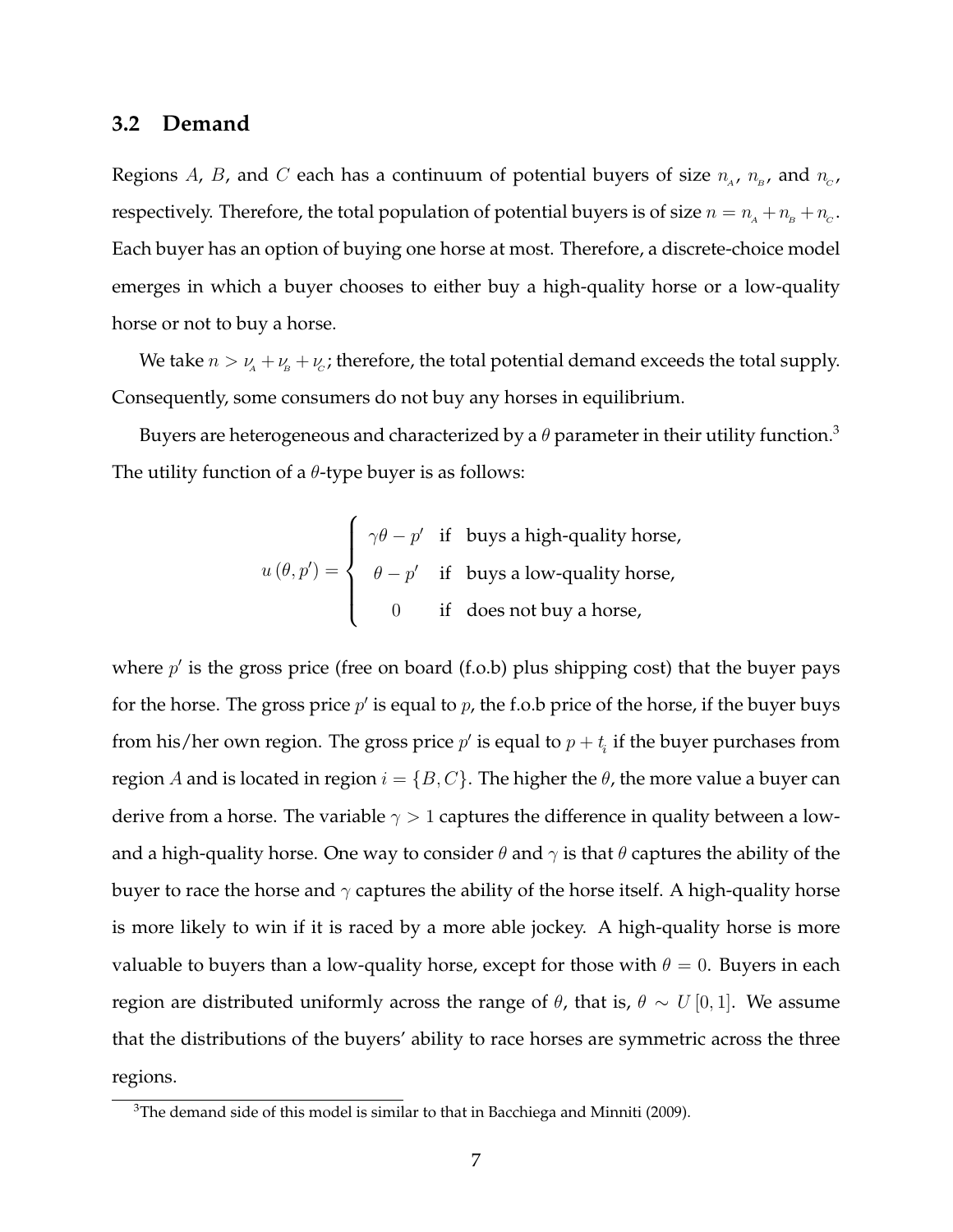### 3.2 Demand

Regions $A$, $B$, and $C$ each has a continuum of potential buyers of size $n_A$, $n_B$, and $n_C$, respectively. Therefore, the total population of potential buyers is of size $n = n_A + n_B + n_C$. Each buyer has an option of buying one horse at most. Therefore, a discrete-choice model emerges in which a buyer chooses to either buy a high-quality horse or a low-quality horse or not to buy a horse.

We take $n > \nu_A + \nu_B + \nu_C$; therefore, the total potential demand exceeds the total supply. Consequently, some consumers do not buy any horses in equilibrium.

Buyers are heterogeneous and characterized by a $\theta$ parameter in their utility function.[3] The utility function of a $\theta$-type buyer is as follows:

$$u(\theta, p') = \begin{cases} \gamma\theta - p' & \text{if buys a high-quality horse,} \\ \theta - p' & \text{if buys a low-quality horse,} \\ 0 & \text{if does not buy a horse,} \end{cases}$$

where $p'$ is the gross price (free on board (f.o.b) plus shipping cost) that the buyer pays for the horse. The gross price $p'$ is equal to $p$, the f.o.b price of the horse, if the buyer buys from his/her own region. The gross price $p'$ is equal to $p + t_i$ if the buyer purchases from region $A$ and is located in region $i = \{B, C\}$. The higher the $\theta$, the more value a buyer can derive from a horse. The variable $\gamma > 1$ captures the difference in quality between a low- and a high-quality horse. One way to consider $\theta$ and $\gamma$ is that $\theta$ captures the ability of the buyer to race the horse and $\gamma$ captures the ability of the horse itself. A high-quality horse is more likely to win if it is raced by a more able jockey. A high-quality horse is more valuable to buyers than a low-quality horse, except for those with $\theta = 0$. Buyers in each region are distributed uniformly across the range of $\theta$, that is, $\theta \sim U[0, 1]$. We assume that the distributions of the buyers' ability to race horses are symmetric across the three regions.

[3]The demand side of this model is similar to that in Bacchiega and Minniti (2009).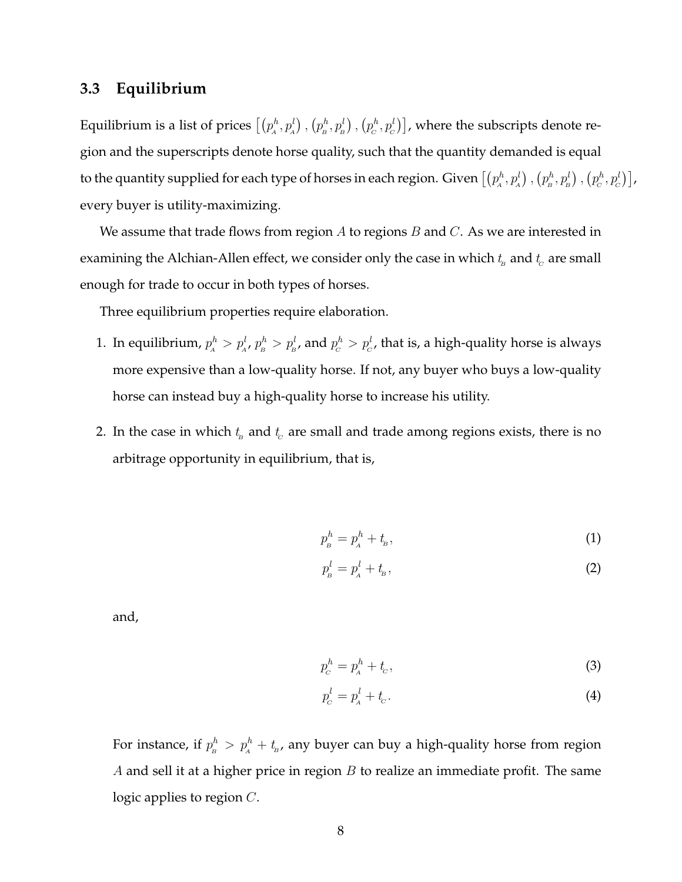### 3.3 Equilibrium

Equilibrium is a list of prices $\left[\left(p_A^h, p_A^l\right), \left(p_B^h, p_B^l\right), \left(p_C^h, p_C^l\right)\right]$, where the subscripts denote region and the superscripts denote horse quality, such that the quantity demanded is equal to the quantity supplied for each type of horses in each region. Given $\left[\left(p_A^h, p_A^l\right), \left(p_B^h, p_B^l\right), \left(p_C^h, p_C^l\right)\right]$, every buyer is utility-maximizing.

We assume that trade flows from region $A$ to regions $B$ and $C$. As we are interested in examining the Alchian-Allen effect, we consider only the case in which $t_B$ and $t_C$ are small enough for trade to occur in both types of horses.

Three equilibrium properties require elaboration.

1. In equilibrium, $p_A^h > p_A^l$, $p_B^h > p_B^l$, and $p_C^h > p_C^l$, that is, a high-quality horse is always more expensive than a low-quality horse. If not, any buyer who buys a low-quality horse can instead buy a high-quality horse to increase his utility.

2. In the case in which $t_B$ and $t_C$ are small and trade among regions exists, there is no arbitrage opportunity in equilibrium, that is,

$$p_B^h = p_A^h + t_B, \tag{1}$$

$$p_B^l = p_A^l + t_B, \tag{2}$$

and,

$$p_C^h = p_A^h + t_C, \tag{3}$$

$$p_C^l = p_A^l + t_C. \tag{4}$$

For instance, if $p_B^h > p_A^h + t_B$, any buyer can buy a high-quality horse from region $A$ and sell it at a higher price in region $B$ to realize an immediate profit. The same logic applies to region $C$.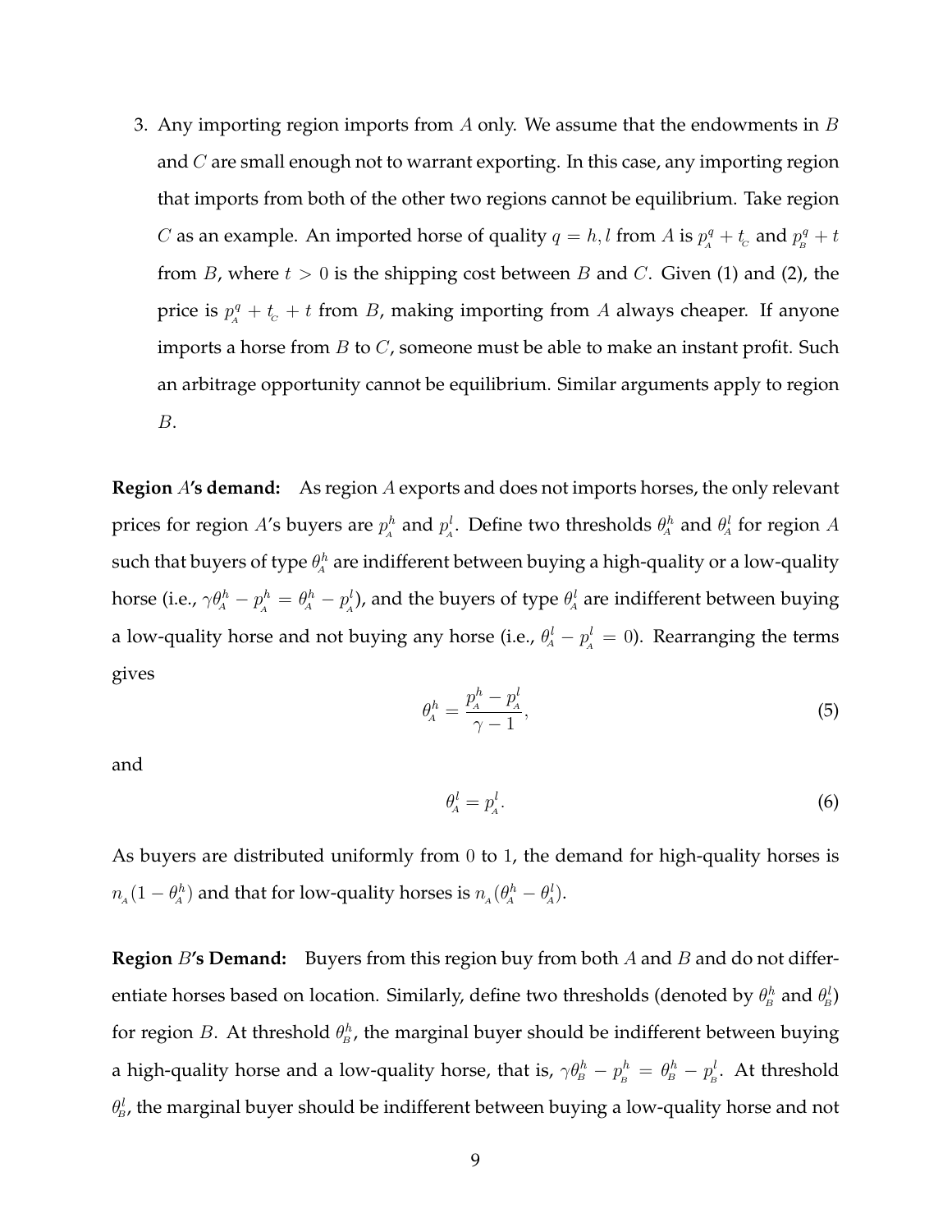3. Any importing region imports from $A$ only. We assume that the endowments in $B$ and $C$ are small enough not to warrant exporting. In this case, any importing region that imports from both of the other two regions cannot be equilibrium. Take region $C$ as an example. An imported horse of quality $q = h, l$ from $A$ is $p_A^q + t_C$ and $p_B^q + t$ from $B$, where $t > 0$ is the shipping cost between $B$ and $C$. Given (1) and (2), the price is $p_A^q + t_C + t$ from $B$, making importing from $A$ always cheaper. If anyone imports a horse from $B$ to $C$, someone must be able to make an instant profit. Such an arbitrage opportunity cannot be equilibrium. Similar arguments apply to region $B$.

**Region $A$'s demand:** As region $A$ exports and does not imports horses, the only relevant prices for region $A$'s buyers are $p_A^h$ and $p_A^l$. Define two thresholds $\theta_A^h$ and $\theta_A^l$ for region $A$ such that buyers of type $\theta_A^h$ are indifferent between buying a high-quality or a low-quality horse (i.e., $\gamma\theta_A^h - p_A^h = \theta_A^h - p_A^l$), and the buyers of type $\theta_A^l$ are indifferent between buying a low-quality horse and not buying any horse (i.e., $\theta_A^l - p_A^l = 0$). Rearranging the terms gives

$$\theta_A^h = \frac{p_A^h - p_A^l}{\gamma - 1}, \tag{5}$$

and

$$\theta_A^l = p_A^l. \tag{6}$$

As buyers are distributed uniformly from 0 to 1, the demand for high-quality horses is $n_A(1 - \theta_A^h)$ and that for low-quality horses is $n_A(\theta_A^h - \theta_A^l)$.

**Region $B$'s Demand:** Buyers from this region buy from both $A$ and $B$ and do not differentiate horses based on location. Similarly, define two thresholds (denoted by $\theta_B^h$ and $\theta_B^l$) for region $B$. At threshold $\theta_B^h$, the marginal buyer should be indifferent between buying a high-quality horse and a low-quality horse, that is, $\gamma\theta_B^h - p_B^h = \theta_B^h - p_B^l$. At threshold $\theta_B^l$, the marginal buyer should be indifferent between buying a low-quality horse and not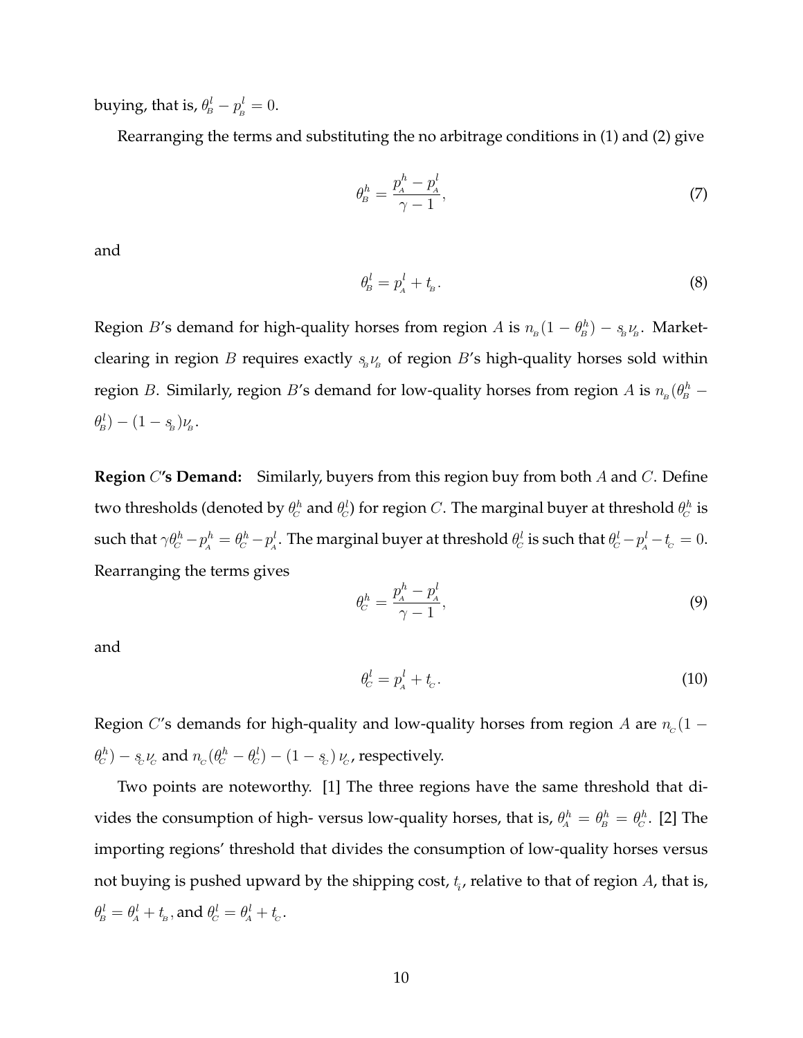buying, that is, $\theta_B^l - p_B^l = 0$.

Rearranging the terms and substituting the no arbitrage conditions in (1) and (2) give

$$\theta_B^h = \frac{p_A^h - p_A^l}{\gamma - 1}, \tag{7}$$

and

$$\theta_B^l = p_A^l + t_B. \tag{8}$$

Region $B$'s demand for high-quality horses from region $A$ is $n_B(1 - \theta_B^h) - s_B \nu_B$. Market-clearing in region $B$ requires exactly $s_B \nu_B$ of region $B$'s high-quality horses sold within region $B$. Similarly, region $B$'s demand for low-quality horses from region $A$ is $n_B(\theta_B^h - \theta_B^l) - (1 - s_B)\nu_B$.

**Region $C$'s Demand:** Similarly, buyers from this region buy from both $A$ and $C$. Define two thresholds (denoted by $\theta_C^h$ and $\theta_C^l$) for region $C$. The marginal buyer at threshold $\theta_C^h$ is such that $\gamma\theta_C^h - p_A^h = \theta_C^h - p_A^l$. The marginal buyer at threshold $\theta_C^l$ is such that $\theta_C^l - p_A^l - t_C = 0$. Rearranging the terms gives

$$\theta_C^h = \frac{p_A^h - p_A^l}{\gamma - 1}, \tag{9}$$

and

$$\theta_C^l = p_A^l + t_C. \tag{10}$$

Region $C$'s demands for high-quality and low-quality horses from region $A$ are $n_C(1 - \theta_C^h) - s_C \nu_C$ and $n_C(\theta_C^h - \theta_C^l) - (1 - s_C)\,\nu_C$, respectively.

Two points are noteworthy. [1] The three regions have the same threshold that divides the consumption of high- versus low-quality horses, that is, $\theta_A^h = \theta_B^h = \theta_C^h$. [2] The importing regions' threshold that divides the consumption of low-quality horses versus not buying is pushed upward by the shipping cost, $t_i$, relative to that of region $A$, that is, $\theta_B^l = \theta_A^l + t_B$, and $\theta_C^l = \theta_A^l + t_C$.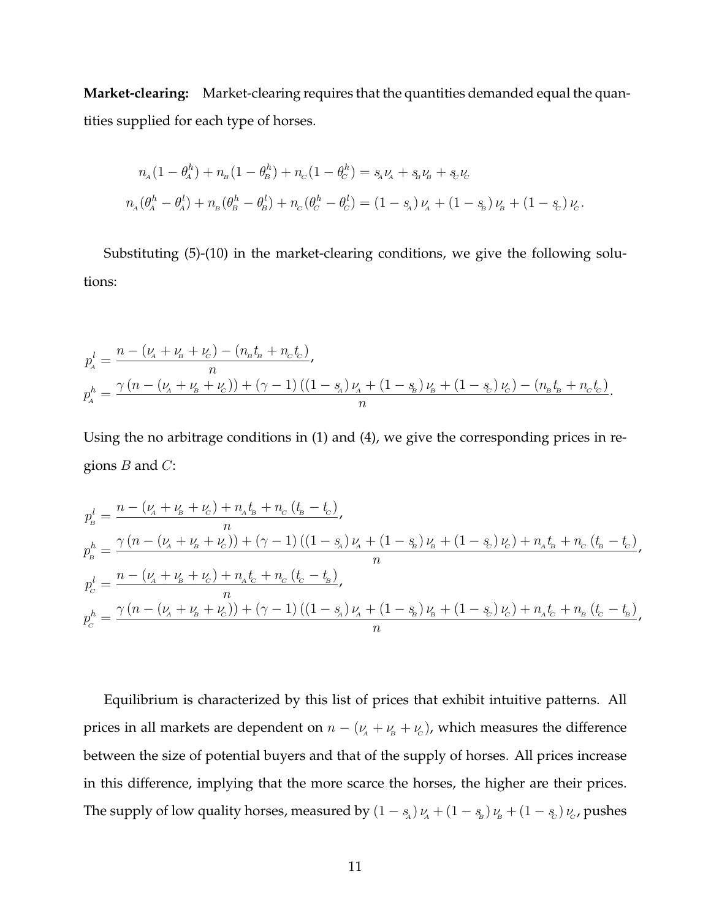**Market-clearing:** Market-clearing requires that the quantities demanded equal the quantities supplied for each type of horses.

$$n_{A}(1-\theta_{A}^{h})+n_{B}(1-\theta_{B}^{h})+n_{C}(1-\theta_{C}^{h})=s_{A}\nu_{A}+s_{B}\nu_{B}+s_{C}\nu_{C}$$

$$n_{A}(\theta_{A}^{h}-\theta_{A}^{l})+n_{B}(\theta_{B}^{h}-\theta_{B}^{l})+n_{C}(\theta_{C}^{h}-\theta_{C}^{l})=(1-s_{A})\,\nu_{A}+(1-s_{B})\,\nu_{B}+(1-s_{C})\,\nu_{C}.$$

Substituting (5)-(10) in the market-clearing conditions, we give the following solutions:

$$p_{A}^{l}=\frac{n-(\nu_{A}+\nu_{B}+\nu_{C})-(n_{B}t_{B}+n_{C}t_{C})}{n},$$

$$p_{A}^{h}=\frac{\gamma\left(n-(\nu_{A}+\nu_{B}+\nu_{C})\right)+(\gamma-1)\left((1-s_{A})\,\nu_{A}+(1-s_{B})\,\nu_{B}+(1-s_{C})\,\nu_{C}\right)-(n_{B}t_{B}+n_{C}t_{C})}{n}.$$

Using the no arbitrage conditions in (1) and (4), we give the corresponding prices in regions $B$ and $C$:

$$p_{B}^{l}=\frac{n-(\nu_{A}+\nu_{B}+\nu_{C})+n_{A}t_{B}+n_{C}\left(t_{B}-t_{C}\right)}{n},$$

$$p_{B}^{h}=\frac{\gamma\left(n-(\nu_{A}+\nu_{B}+\nu_{C})\right)+(\gamma-1)\left((1-s_{A})\,\nu_{A}+(1-s_{B})\,\nu_{B}+(1-s_{C})\,\nu_{C}\right)+n_{A}t_{B}+n_{C}\left(t_{B}-t_{C}\right)}{n},$$

$$p_{C}^{l}=\frac{n-(\nu_{A}+\nu_{B}+\nu_{C})+n_{A}t_{C}+n_{C}\left(t_{C}-t_{B}\right)}{n},$$

$$p_{C}^{h}=\frac{\gamma\left(n-(\nu_{A}+\nu_{B}+\nu_{C})\right)+(\gamma-1)\left((1-s_{A})\,\nu_{A}+(1-s_{B})\,\nu_{B}+(1-s_{C})\,\nu_{C}\right)+n_{A}t_{C}+n_{B}\left(t_{C}-t_{B}\right)}{n},$$

Equilibrium is characterized by this list of prices that exhibit intuitive patterns. All prices in all markets are dependent on $n-(\nu_{A}+\nu_{B}+\nu_{C})$, which measures the difference between the size of potential buyers and that of the supply of horses. All prices increase in this difference, implying that the more scarce the horses, the higher are their prices. The supply of low quality horses, measured by $(1-s_{A})\,\nu_{A}+(1-s_{B})\,\nu_{B}+(1-s_{C})\,\nu_{C}$, pushes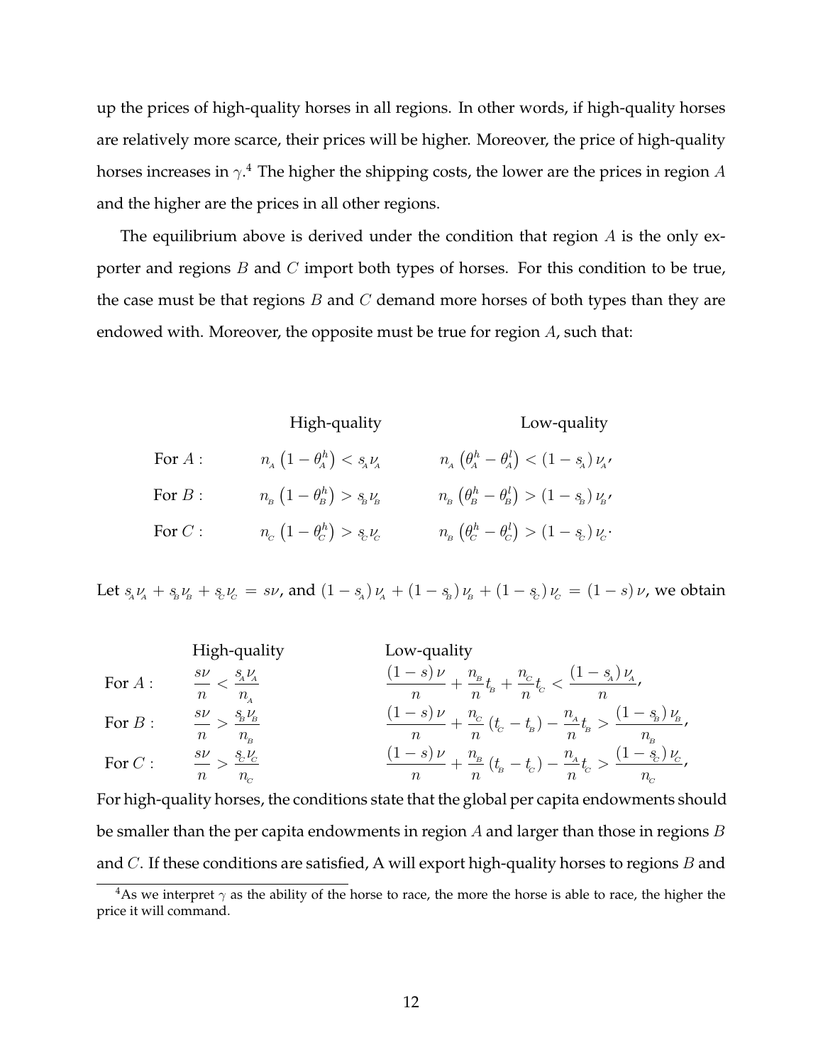up the prices of high-quality horses in all regions. In other words, if high-quality horses are relatively more scarce, their prices will be higher. Moreover, the price of high-quality horses increases in $\gamma$.[4] The higher the shipping costs, the lower are the prices in region $A$ and the higher are the prices in all other regions.

The equilibrium above is derived under the condition that region $A$ is the only exporter and regions $B$ and $C$ import both types of horses. For this condition to be true, the case must be that regions $B$ and $C$ demand more horses of both types than they are endowed with. Moreover, the opposite must be true for region $A$, such that:

| | High-quality | Low-quality |
|---|---|---|
| For $A$ : | $n_A\left(1-\theta_A^h\right) < s_A \nu_A$ | $n_A\left(\theta_A^h-\theta_A^l\right) < \left(1-s_A\right)\nu_A$, |
| For $B$ : | $n_B\left(1-\theta_B^h\right) > s_B \nu_B$ | $n_B\left(\theta_B^h-\theta_B^l\right) > \left(1-s_B\right)\nu_B$, |
| For $C$ : | $n_C\left(1-\theta_C^h\right) > s_C \nu_C$ | $n_B\left(\theta_C^h-\theta_C^l\right) > \left(1-s_C\right)\nu_C$. |

Let $s_A\nu_A + s_B\nu_B + s_C\nu_C = s\nu$, and $\left(1-s_A\right)\nu_A + \left(1-s_B\right)\nu_B + \left(1-s_C\right)\nu_C = \left(1-s\right)\nu$, we obtain

| | High-quality | Low-quality |
|---|---|---|
| For $A$ : | $\dfrac{s\nu}{n} < \dfrac{s_A\nu_A}{n_A}$ | $\dfrac{(1-s)\,\nu}{n} + \dfrac{n_B}{n}t_B + \dfrac{n_C}{n}t_C < \dfrac{\left(1-s_A\right)\nu_A}{n}$, |
| For $B$ : | $\dfrac{s\nu}{n} > \dfrac{s_B\nu_B}{n_B}$ | $\dfrac{(1-s)\,\nu}{n} + \dfrac{n_C}{n}\left(t_C-t_B\right) - \dfrac{n_A}{n}t_B > \dfrac{\left(1-s_B\right)\nu_B}{n_B}$, |
| For $C$ : | $\dfrac{s\nu}{n} > \dfrac{s_C\nu_C}{n_C}$ | $\dfrac{(1-s)\,\nu}{n} + \dfrac{n_B}{n}\left(t_B-t_C\right) - \dfrac{n_A}{n}t_C > \dfrac{\left(1-s_C\right)\nu_C}{n_C}$, |

For high-quality horses, the conditions state that the global per capita endowments should be smaller than the per capita endowments in region $A$ and larger than those in regions $B$ and $C$. If these conditions are satisfied, A will export high-quality horses to regions $B$ and

[4] As we interpret $\gamma$ as the ability of the horse to race, the more the horse is able to race, the higher the price it will command.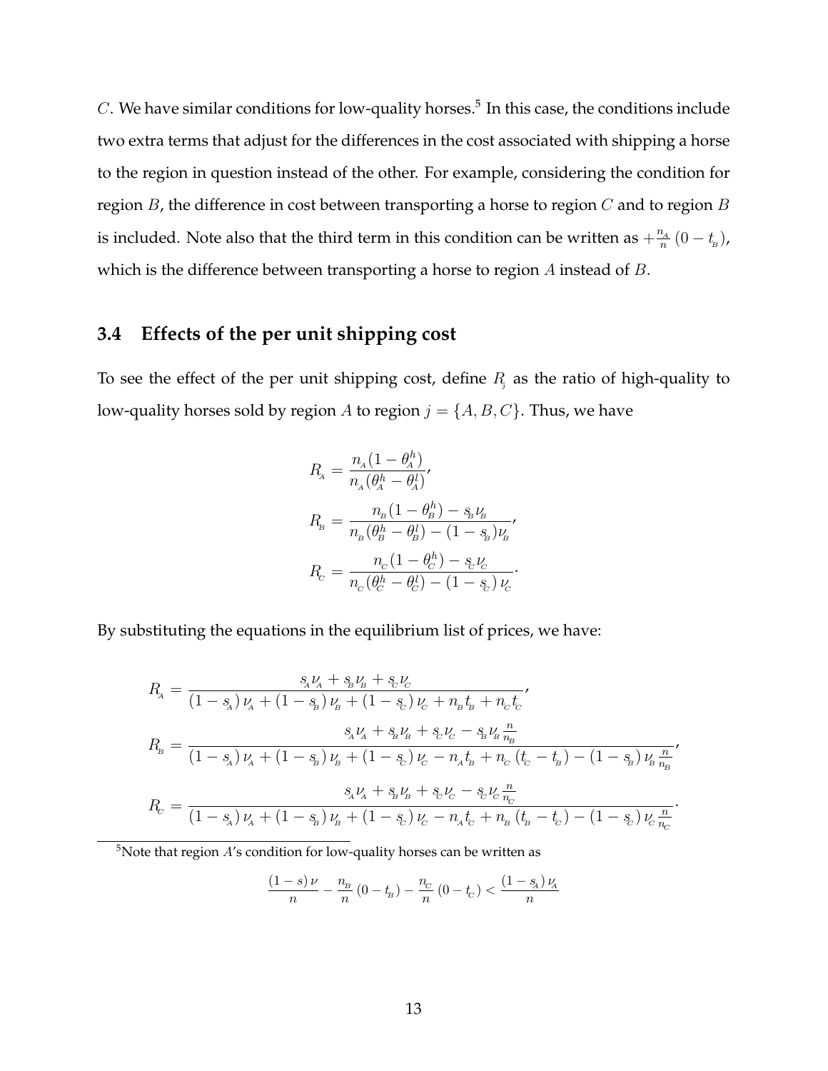$C$. We have similar conditions for low-quality horses.[5] In this case, the conditions include two extra terms that adjust for the differences in the cost associated with shipping a horse to the region in question instead of the other. For example, considering the condition for region $B$, the difference in cost between transporting a horse to region $C$ and to region $B$ is included. Note also that the third term in this condition can be written as $+\frac{n_A}{n}(0 - t_B)$, which is the difference between transporting a horse to region $A$ instead of $B$.

## 3.4 Effects of the per unit shipping cost

To see the effect of the per unit shipping cost, define $R_j$ as the ratio of high-quality to low-quality horses sold by region $A$ to region $j = \{A, B, C\}$. Thus, we have

$$
\begin{aligned}
R_A &= \frac{n_A(1-\theta_A^h)}{n_A(\theta_A^h - \theta_A^l)}, \\
R_B &= \frac{n_B(1-\theta_B^h) - s_B\nu_B}{n_B(\theta_B^h - \theta_B^l) - (1-s_B)\nu_B}, \\
R_C &= \frac{n_C(1-\theta_C^h) - s_C\nu_C}{n_C(\theta_C^h - \theta_C^l) - (1-s_C)\,\nu_C}.
\end{aligned}
$$

By substituting the equations in the equilibrium list of prices, we have:

$$
\begin{aligned}
R_A &= \frac{s_A\nu_A + s_B\nu_B + s_C\nu_C}{(1-s_A)\,\nu_A + (1-s_B)\,\nu_B + (1-s_C)\,\nu_C + n_Bt_B + n_Ct_C}, \\
R_B &= \frac{s_A\nu_A + s_B\nu_B + s_C\nu_C - s_B\nu_B\frac{n}{n_B}}{(1-s_A)\,\nu_A + (1-s_B)\,\nu_B + (1-s_C)\,\nu_C - n_At_B + n_C\,(t_C - t_B) - (1-s_B)\,\nu_B\frac{n}{n_B}}, \\
R_C &= \frac{s_A\nu_A + s_B\nu_B + s_C\nu_C - s_C\nu_C\frac{n}{n_C}}{(1-s_A)\,\nu_A + (1-s_B)\,\nu_B + (1-s_C)\,\nu_C - n_At_C + n_B\,(t_B - t_C) - (1-s_C)\,\nu_C\frac{n}{n_C}}.
\end{aligned}
$$

[5] Note that region $A$'s condition for low-quality horses can be written as

$$
\frac{(1-s)\,\nu}{n} - \frac{n_B}{n}\,(0 - t_B) - \frac{n_C}{n}\,(0 - t_C) < \frac{(1-s_A)\,\nu_A}{n}
$$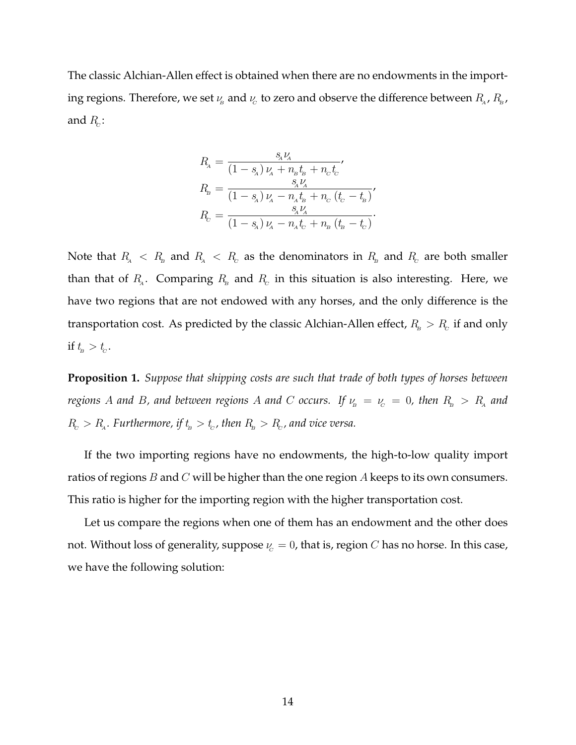The classic Alchian-Allen effect is obtained when there are no endowments in the importing regions. Therefore, we set $\nu_B$ and $\nu_C$ to zero and observe the difference between $R_A$, $R_B$, and $R_C$:

$$
\begin{aligned}
R_A &= \frac{s_A \nu_A}{(1-s_A)\,\nu_A + n_B t_B + n_C t_C}, \\
R_B &= \frac{s_A \nu_A}{(1-s_A)\,\nu_A - n_A t_B + n_C\,(t_C - t_B)}, \\
R_C &= \frac{s_A \nu_A}{(1-s_A)\,\nu_A - n_A t_C + n_B\,(t_B - t_C)}.
\end{aligned}
$$

Note that $R_A < R_B$ and $R_A < R_C$ as the denominators in $R_B$ and $R_C$ are both smaller than that of $R_A$. Comparing $R_B$ and $R_C$ in this situation is also interesting. Here, we have two regions that are not endowed with any horses, and the only difference is the transportation cost. As predicted by the classic Alchian-Allen effect, $R_B > R_C$ if and only if $t_B > t_C$.

**Proposition 1.** *Suppose that shipping costs are such that trade of both types of horses between regions $A$ and $B$, and between regions $A$ and $C$ occurs. If $\nu_B = \nu_C = 0$, then $R_B > R_A$ and $R_C > R_A$. Furthermore, if $t_B > t_C$, then $R_B > R_C$, and vice versa.*

If the two importing regions have no endowments, the high-to-low quality import ratios of regions $B$ and $C$ will be higher than the one region $A$ keeps to its own consumers. This ratio is higher for the importing region with the higher transportation cost.

Let us compare the regions when one of them has an endowment and the other does not. Without loss of generality, suppose $\nu_C = 0$, that is, region $C$ has no horse. In this case, we have the following solution: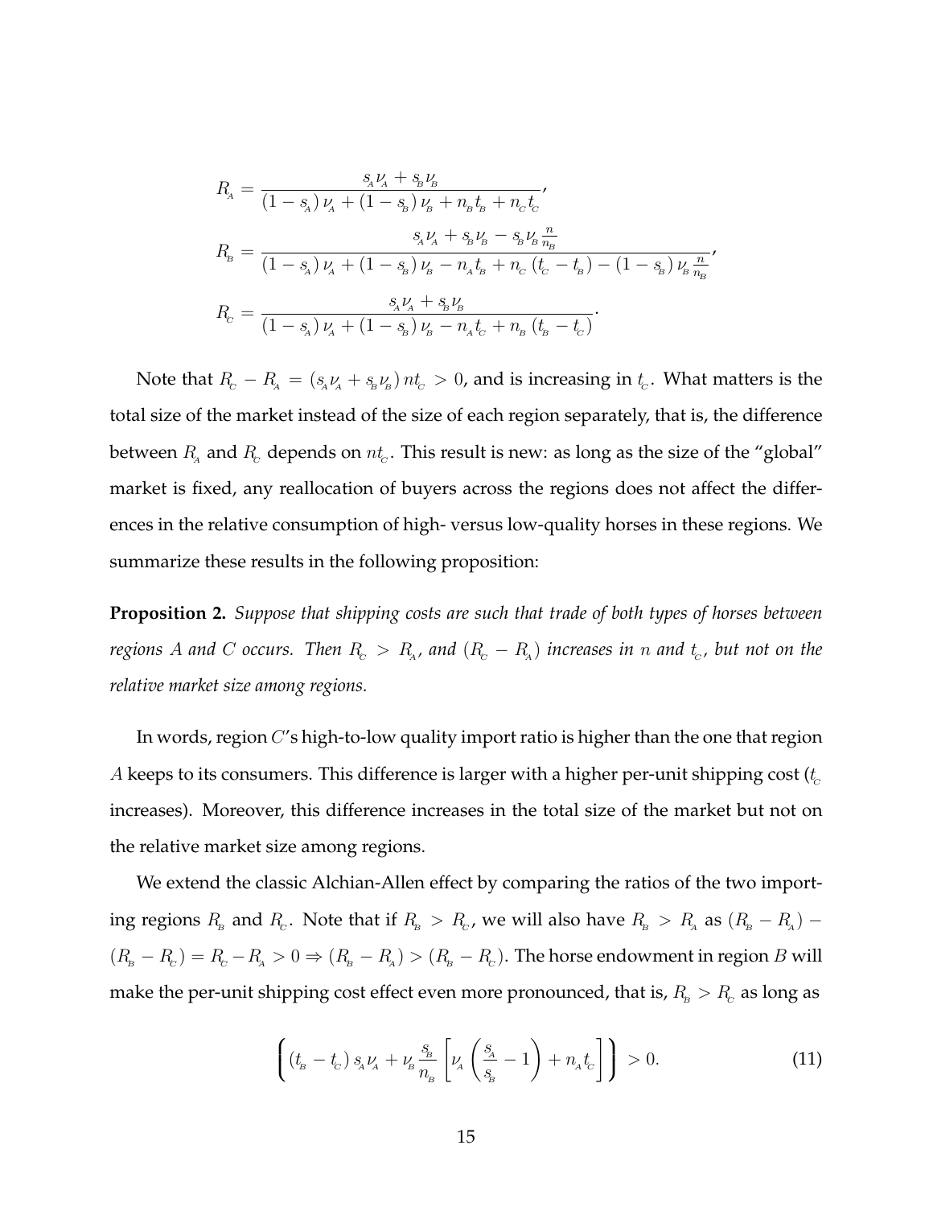$$
R_A = \frac{s_A \nu_A + s_B \nu_B}{(1 - s_A)\,\nu_A + (1 - s_B)\,\nu_B + n_B t_B + n_C t_C},
$$

$$
R_B = \frac{s_A \nu_A + s_B \nu_B - s_B \nu_B \frac{n}{n_B}}{(1 - s_A)\,\nu_A + (1 - s_B)\,\nu_B - n_A t_B + n_C\,(t_C - t_B) - (1 - s_B)\,\nu_B \frac{n}{n_B}},
$$

$$
R_C = \frac{s_A \nu_A + s_B \nu_B}{(1 - s_A)\,\nu_A + (1 - s_B)\,\nu_B - n_A t_C + n_B\,(t_B - t_C)}.
$$

Note that $R_C - R_A = (s_A \nu_A + s_B \nu_B)\, n t_C > 0$, and is increasing in $t_C$. What matters is the total size of the market instead of the size of each region separately, that is, the difference between $R_A$ and $R_C$ depends on $n t_C$. This result is new: as long as the size of the "global" market is fixed, any reallocation of buyers across the regions does not affect the differences in the relative consumption of high- versus low-quality horses in these regions. We summarize these results in the following proposition:

**Proposition 2.** *Suppose that shipping costs are such that trade of both types of horses between regions $A$ and $C$ occurs. Then $R_C > R_A$, and $(R_C - R_A)$ increases in $n$ and $t_C$, but not on the relative market size among regions.*

In words, region $C$'s high-to-low quality import ratio is higher than the one that region $A$ keeps to its consumers. This difference is larger with a higher per-unit shipping cost ($t_C$ increases). Moreover, this difference increases in the total size of the market but not on the relative market size among regions.

We extend the classic Alchian-Allen effect by comparing the ratios of the two importing regions $R_B$ and $R_C$. Note that if $R_B > R_C$, we will also have $R_B > R_A$ as $(R_B - R_A) - (R_B - R_C) = R_C - R_A > 0 \Rightarrow (R_B - R_A) > (R_B - R_C)$. The horse endowment in region $B$ will make the per-unit shipping cost effect even more pronounced, that is, $R_B > R_C$ as long as

$$
\left( (t_B - t_C)\, s_A \nu_A + \nu_B \frac{s_B}{n_B} \left[ \nu_A \left( \frac{s_A}{s_B} - 1 \right) + n_A t_C \right] \right) > 0. \tag{11}
$$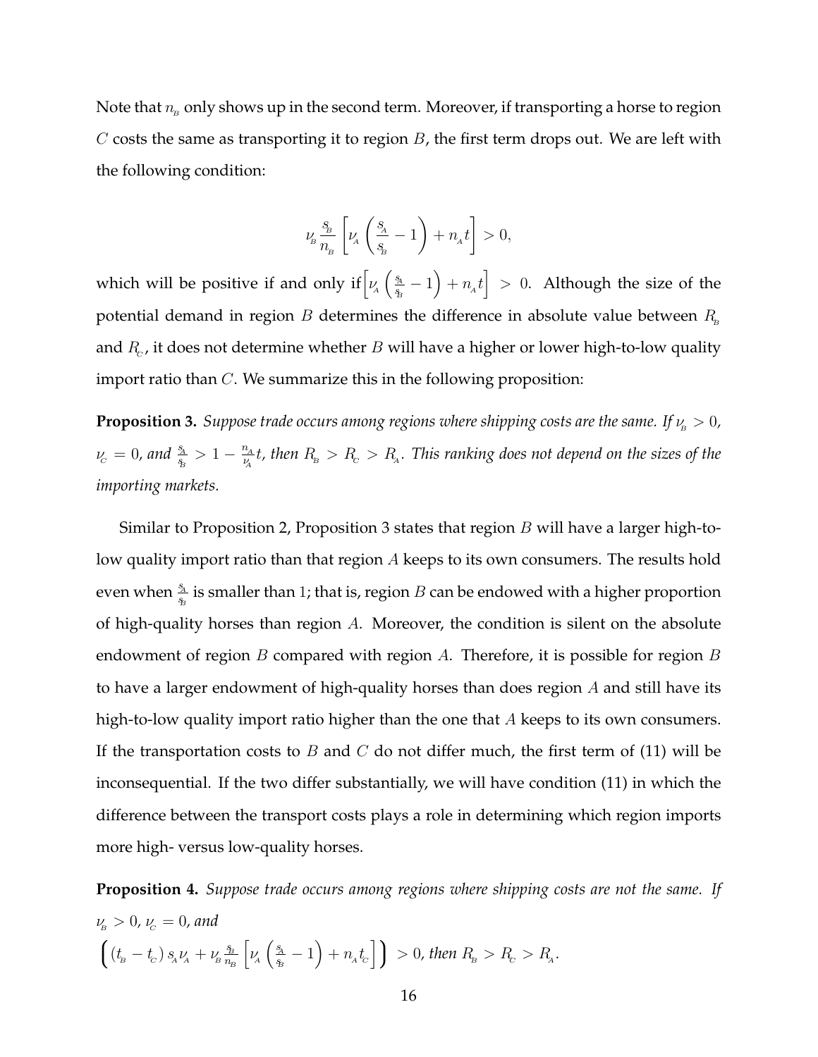Note that $n_B$ only shows up in the second term. Moreover, if transporting a horse to region $C$ costs the same as transporting it to region $B$, the first term drops out. We are left with the following condition:

$$\nu_B \frac{s_B}{n_B} \left[ \nu_A \left( \frac{s_A}{s_B} - 1 \right) + n_A t \right] > 0,$$

which will be positive if and only if $\left[ \nu_A \left( \frac{s_A}{s_B} - 1 \right) + n_A t \right] > 0$. Although the size of the potential demand in region $B$ determines the difference in absolute value between $R_B$ and $R_C$, it does not determine whether $B$ will have a higher or lower high-to-low quality import ratio than $C$. We summarize this in the following proposition:

**Proposition 3.** *Suppose trade occurs among regions where shipping costs are the same. If $\nu_B > 0$, $\nu_C = 0$, and $\frac{s_A}{s_B} > 1 - \frac{n_A}{\nu_A} t$, then $R_B > R_C > R_A$. This ranking does not depend on the sizes of the importing markets.*

Similar to Proposition 2, Proposition 3 states that region $B$ will have a larger high-to-low quality import ratio than that region $A$ keeps to its own consumers. The results hold even when $\frac{s_A}{s_B}$ is smaller than 1; that is, region $B$ can be endowed with a higher proportion of high-quality horses than region $A$. Moreover, the condition is silent on the absolute endowment of region $B$ compared with region $A$. Therefore, it is possible for region $B$ to have a larger endowment of high-quality horses than does region $A$ and still have its high-to-low quality import ratio higher than the one that $A$ keeps to its own consumers. If the transportation costs to $B$ and $C$ do not differ much, the first term of (11) will be inconsequential. If the two differ substantially, we will have condition (11) in which the difference between the transport costs plays a role in determining which region imports more high- versus low-quality horses.

**Proposition 4.** *Suppose trade occurs among regions where shipping costs are not the same. If $\nu_B > 0$, $\nu_C = 0$, and*
$\left( (t_B - t_C) s_A \nu_A + \nu_B \frac{s_B}{n_B} \left[ \nu_A \left( \frac{s_A}{s_B} - 1 \right) + n_A t_C \right] \right) > 0$*, then $R_B > R_C > R_A$.*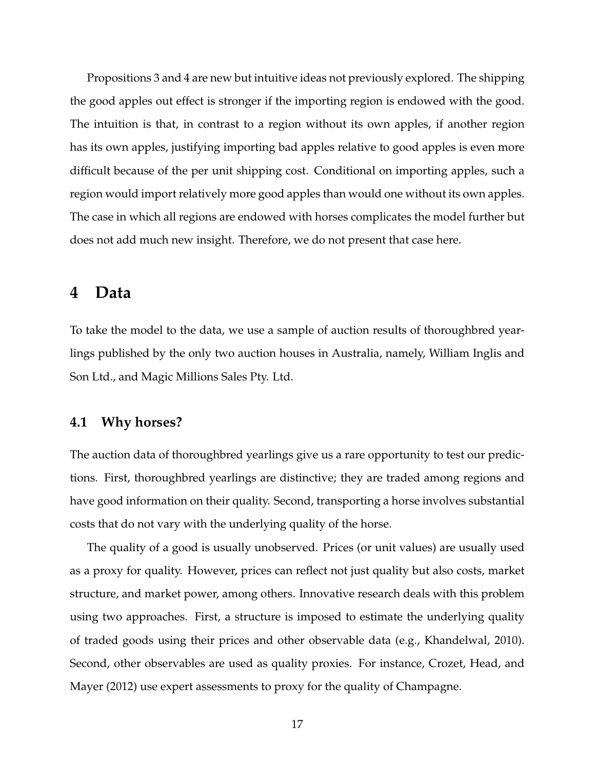Propositions 3 and 4 are new but intuitive ideas not previously explored. The shipping the good apples out effect is stronger if the importing region is endowed with the good. The intuition is that, in contrast to a region without its own apples, if another region has its own apples, justifying importing bad apples relative to good apples is even more difficult because of the per unit shipping cost. Conditional on importing apples, such a region would import relatively more good apples than would one without its own apples. The case in which all regions are endowed with horses complicates the model further but does not add much new insight. Therefore, we do not present that case here.

# 4 Data

To take the model to the data, we use a sample of auction results of thoroughbred yearlings published by the only two auction houses in Australia, namely, William Inglis and Son Ltd., and Magic Millions Sales Pty. Ltd.

## 4.1 Why horses?

The auction data of thoroughbred yearlings give us a rare opportunity to test our predictions. First, thoroughbred yearlings are distinctive; they are traded among regions and have good information on their quality. Second, transporting a horse involves substantial costs that do not vary with the underlying quality of the horse.

The quality of a good is usually unobserved. Prices (or unit values) are usually used as a proxy for quality. However, prices can reflect not just quality but also costs, market structure, and market power, among others. Innovative research deals with this problem using two approaches. First, a structure is imposed to estimate the underlying quality of traded goods using their prices and other observable data (e.g., Khandelwal, 2010). Second, other observables are used as quality proxies. For instance, Crozet, Head, and Mayer (2012) use expert assessments to proxy for the quality of Champagne.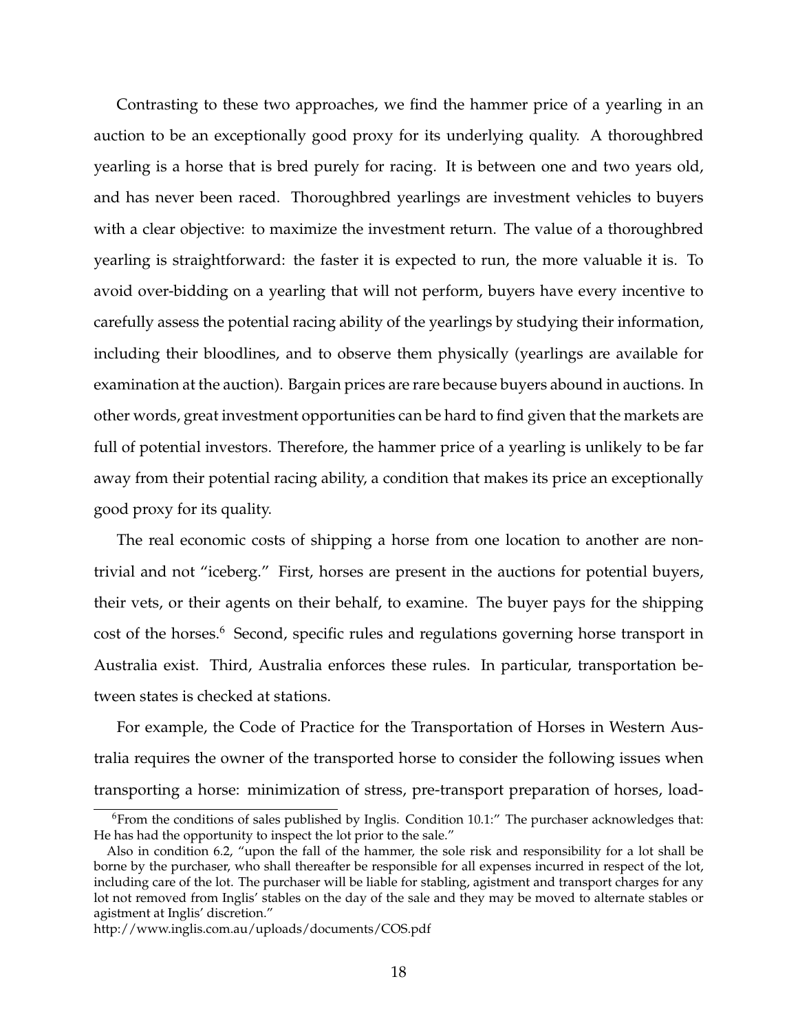Contrasting to these two approaches, we find the hammer price of a yearling in an auction to be an exceptionally good proxy for its underlying quality. A thoroughbred yearling is a horse that is bred purely for racing. It is between one and two years old, and has never been raced. Thoroughbred yearlings are investment vehicles to buyers with a clear objective: to maximize the investment return. The value of a thoroughbred yearling is straightforward: the faster it is expected to run, the more valuable it is. To avoid over-bidding on a yearling that will not perform, buyers have every incentive to carefully assess the potential racing ability of the yearlings by studying their information, including their bloodlines, and to observe them physically (yearlings are available for examination at the auction). Bargain prices are rare because buyers abound in auctions. In other words, great investment opportunities can be hard to find given that the markets are full of potential investors. Therefore, the hammer price of a yearling is unlikely to be far away from their potential racing ability, a condition that makes its price an exceptionally good proxy for its quality.

The real economic costs of shipping a horse from one location to another are non-trivial and not "iceberg." First, horses are present in the auctions for potential buyers, their vets, or their agents on their behalf, to examine. The buyer pays for the shipping cost of the horses.[6] Second, specific rules and regulations governing horse transport in Australia exist. Third, Australia enforces these rules. In particular, transportation between states is checked at stations.

For example, the Code of Practice for the Transportation of Horses in Western Australia requires the owner of the transported horse to consider the following issues when transporting a horse: minimization of stress, pre-transport preparation of horses, load-

[6]From the conditions of sales published by Inglis. Condition 10.1:" The purchaser acknowledges that: He has had the opportunity to inspect the lot prior to the sale."

Also in condition 6.2, "upon the fall of the hammer, the sole risk and responsibility for a lot shall be borne by the purchaser, who shall thereafter be responsible for all expenses incurred in respect of the lot, including care of the lot. The purchaser will be liable for stabling, agistment and transport charges for any lot not removed from Inglis' stables on the day of the sale and they may be moved to alternate stables or agistment at Inglis' discretion."

http://www.inglis.com.au/uploads/documents/COS.pdf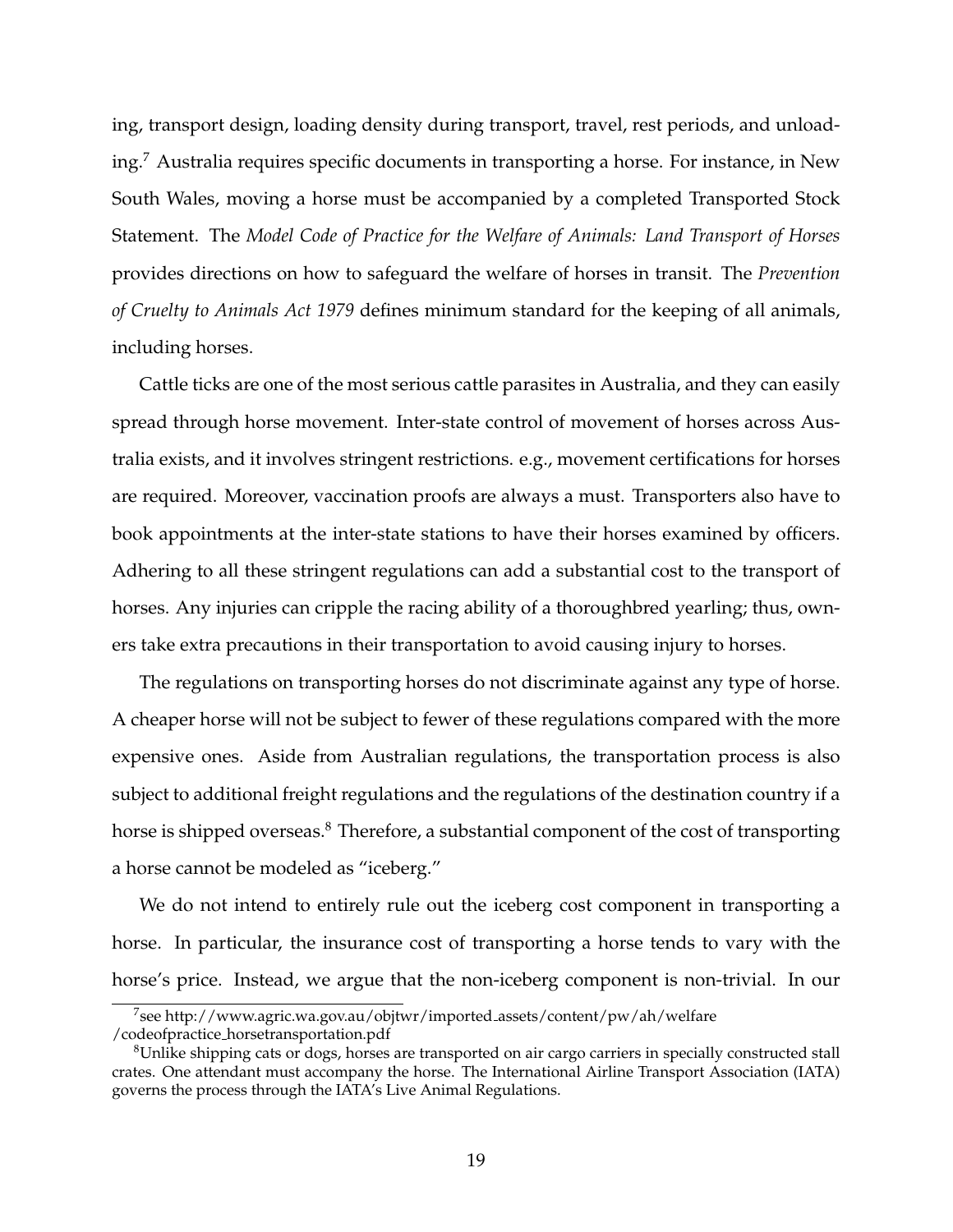ing, transport design, loading density during transport, travel, rest periods, and unloading.[7] Australia requires specific documents in transporting a horse. For instance, in New South Wales, moving a horse must be accompanied by a completed Transported Stock Statement. The *Model Code of Practice for the Welfare of Animals: Land Transport of Horses* provides directions on how to safeguard the welfare of horses in transit. The *Prevention of Cruelty to Animals Act 1979* defines minimum standard for the keeping of all animals, including horses.

Cattle ticks are one of the most serious cattle parasites in Australia, and they can easily spread through horse movement. Inter-state control of movement of horses across Australia exists, and it involves stringent restrictions. e.g., movement certifications for horses are required. Moreover, vaccination proofs are always a must. Transporters also have to book appointments at the inter-state stations to have their horses examined by officers. Adhering to all these stringent regulations can add a substantial cost to the transport of horses. Any injuries can cripple the racing ability of a thoroughbred yearling; thus, owners take extra precautions in their transportation to avoid causing injury to horses.

The regulations on transporting horses do not discriminate against any type of horse. A cheaper horse will not be subject to fewer of these regulations compared with the more expensive ones. Aside from Australian regulations, the transportation process is also subject to additional freight regulations and the regulations of the destination country if a horse is shipped overseas.[8] Therefore, a substantial component of the cost of transporting a horse cannot be modeled as "iceberg."

We do not intend to entirely rule out the iceberg cost component in transporting a horse. In particular, the insurance cost of transporting a horse tends to vary with the horse's price. Instead, we argue that the non-iceberg component is non-trivial. In our

---

[7] see http://www.agric.wa.gov.au/objtwr/imported_assets/content/pw/ah/welfare /codeofpractice_horsetransportation.pdf

[8] Unlike shipping cats or dogs, horses are transported on air cargo carriers in specially constructed stall crates. One attendant must accompany the horse. The International Airline Transport Association (IATA) governs the process through the IATA's Live Animal Regulations.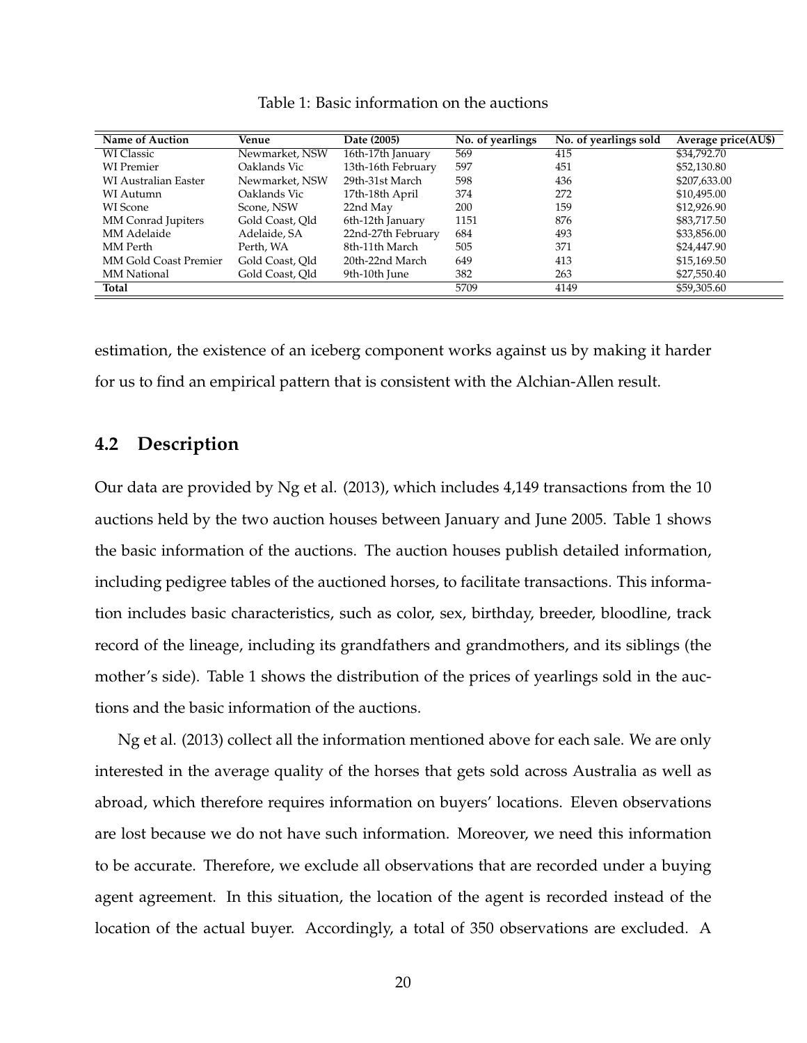Table 1: Basic information on the auctions

| Name of Auction | Venue | Date (2005) | No. of yearlings | No. of yearlings sold | Average price(AU$) |
|---|---|---|---|---|---|
| WI Classic | Newmarket, NSW | 16th-17th January | 569 | 415 | $34,792.70 |
| WI Premier | Oaklands Vic | 13th-16th February | 597 | 451 | $52,130.80 |
| WI Australian Easter | Newmarket, NSW | 29th-31st March | 598 | 436 | $207,633.00 |
| WI Autumn | Oaklands Vic | 17th-18th April | 374 | 272 | $10,495.00 |
| WI Scone | Scone, NSW | 22nd May | 200 | 159 | $12,926.90 |
| MM Conrad Jupiters | Gold Coast, Qld | 6th-12th January | 1151 | 876 | $83,717.50 |
| MM Adelaide | Adelaide, SA | 22nd-27th February | 684 | 493 | $33,856.00 |
| MM Perth | Perth, WA | 8th-11th March | 505 | 371 | $24,447.90 |
| MM Gold Coast Premier | Gold Coast, Qld | 20th-22nd March | 649 | 413 | $15,169.50 |
| MM National | Gold Coast, Qld | 9th-10th June | 382 | 263 | $27,550.40 |
| **Total** | | | 5709 | 4149 | $59,305.60 |

estimation, the existence of an iceberg component works against us by making it harder for us to find an empirical pattern that is consistent with the Alchian-Allen result.

## 4.2 Description

Our data are provided by Ng et al. (2013), which includes 4,149 transactions from the 10 auctions held by the two auction houses between January and June 2005. Table 1 shows the basic information of the auctions. The auction houses publish detailed information, including pedigree tables of the auctioned horses, to facilitate transactions. This information includes basic characteristics, such as color, sex, birthday, breeder, bloodline, track record of the lineage, including its grandfathers and grandmothers, and its siblings (the mother's side). Table 1 shows the distribution of the prices of yearlings sold in the auctions and the basic information of the auctions.

Ng et al. (2013) collect all the information mentioned above for each sale. We are only interested in the average quality of the horses that gets sold across Australia as well as abroad, which therefore requires information on buyers' locations. Eleven observations are lost because we do not have such information. Moreover, we need this information to be accurate. Therefore, we exclude all observations that are recorded under a buying agent agreement. In this situation, the location of the agent is recorded instead of the location of the actual buyer. Accordingly, a total of 350 observations are excluded. A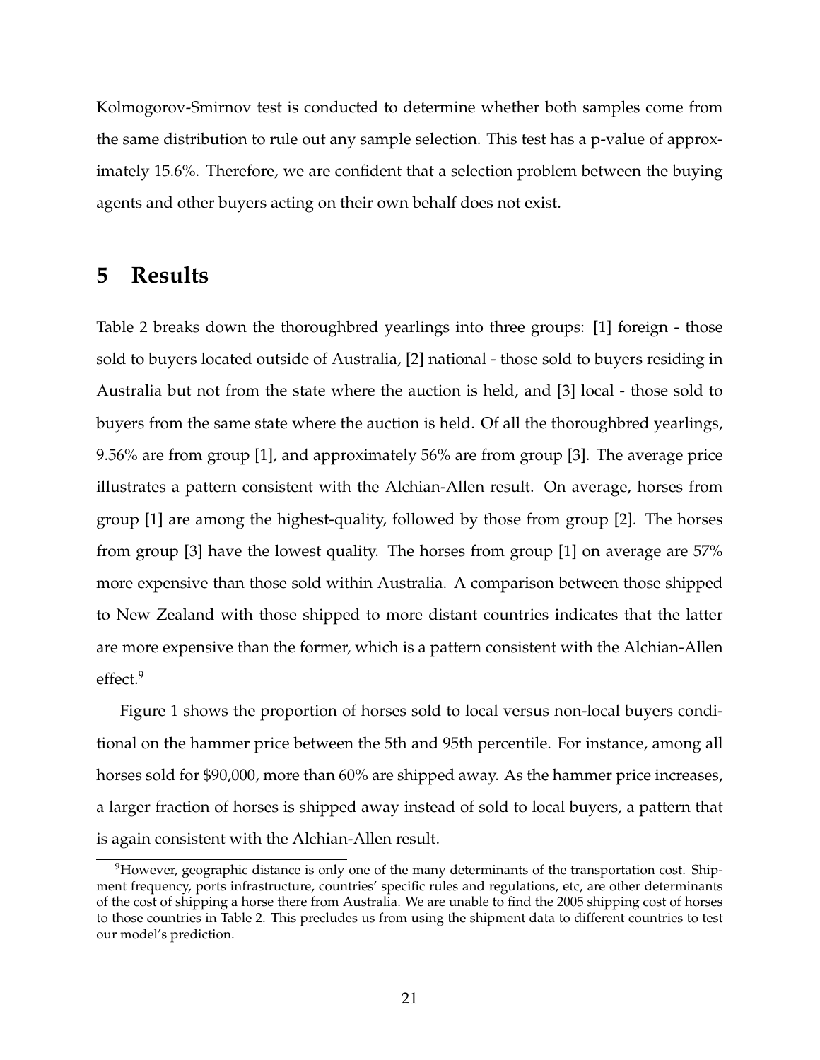Kolmogorov-Smirnov test is conducted to determine whether both samples come from the same distribution to rule out any sample selection. This test has a p-value of approximately 15.6%. Therefore, we are confident that a selection problem between the buying agents and other buyers acting on their own behalf does not exist.

# 5 Results

Table 2 breaks down the thoroughbred yearlings into three groups: [1] foreign - those sold to buyers located outside of Australia, [2] national - those sold to buyers residing in Australia but not from the state where the auction is held, and [3] local - those sold to buyers from the same state where the auction is held. Of all the thoroughbred yearlings, 9.56% are from group [1], and approximately 56% are from group [3]. The average price illustrates a pattern consistent with the Alchian-Allen result. On average, horses from group [1] are among the highest-quality, followed by those from group [2]. The horses from group [3] have the lowest quality. The horses from group [1] on average are 57% more expensive than those sold within Australia. A comparison between those shipped to New Zealand with those shipped to more distant countries indicates that the latter are more expensive than the former, which is a pattern consistent with the Alchian-Allen effect.[9]

Figure 1 shows the proportion of horses sold to local versus non-local buyers conditional on the hammer price between the 5th and 95th percentile. For instance, among all horses sold for $90,000, more than 60% are shipped away. As the hammer price increases, a larger fraction of horses is shipped away instead of sold to local buyers, a pattern that is again consistent with the Alchian-Allen result.

[9] However, geographic distance is only one of the many determinants of the transportation cost. Shipment frequency, ports infrastructure, countries' specific rules and regulations, etc, are other determinants of the cost of shipping a horse there from Australia. We are unable to find the 2005 shipping cost of horses to those countries in Table 2. This precludes us from using the shipment data to different countries to test our model's prediction.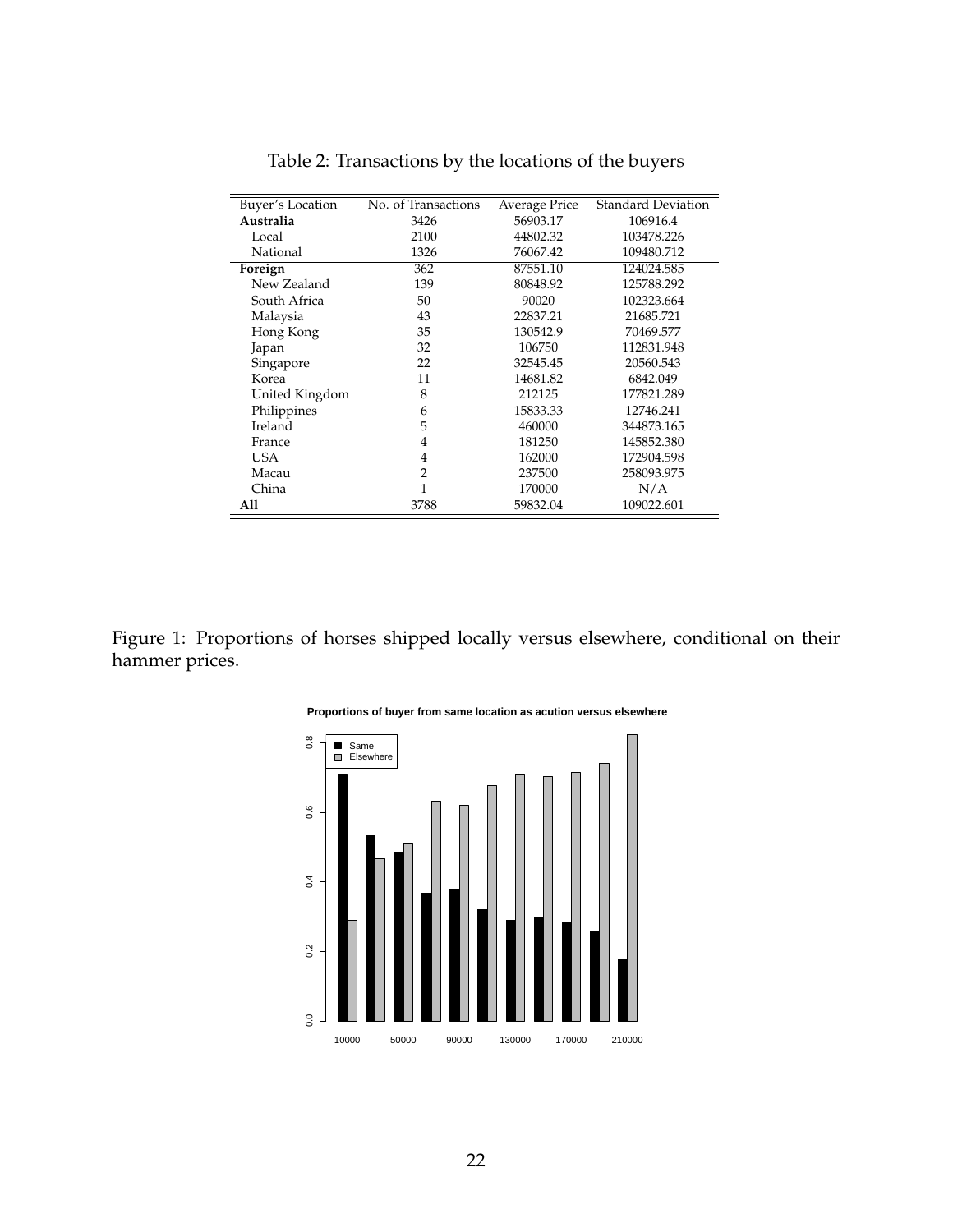Table 2: Transactions by the locations of the buyers

| Buyer's Location | No. of Transactions | Average Price | Standard Deviation |
|---|---|---|---|
| **Australia** | 3426 | 56903.17 | 106916.4 |
| Local | 2100 | 44802.32 | 103478.226 |
| National | 1326 | 76067.42 | 109480.712 |
| **Foreign** | 362 | 87551.10 | 124024.585 |
| New Zealand | 139 | 80848.92 | 125788.292 |
| South Africa | 50 | 90020 | 102323.664 |
| Malaysia | 43 | 22837.21 | 21685.721 |
| Hong Kong | 35 | 130542.9 | 70469.577 |
| Japan | 32 | 106750 | 112831.948 |
| Singapore | 22 | 32545.45 | 20560.543 |
| Korea | 11 | 14681.82 | 6842.049 |
| United Kingdom | 8 | 212125 | 177821.289 |
| Philippines | 6 | 15833.33 | 12746.241 |
| Ireland | 5 | 460000 | 344873.165 |
| France | 4 | 181250 | 145852.380 |
| USA | 4 | 162000 | 172904.598 |
| Macau | 2 | 237500 | 258093.975 |
| China | 1 | 170000 | N/A |
| **All** | 3788 | 59832.04 | 109022.601 |

Figure 1: Proportions of horses shipped locally versus elsewhere, conditional on their hammer prices.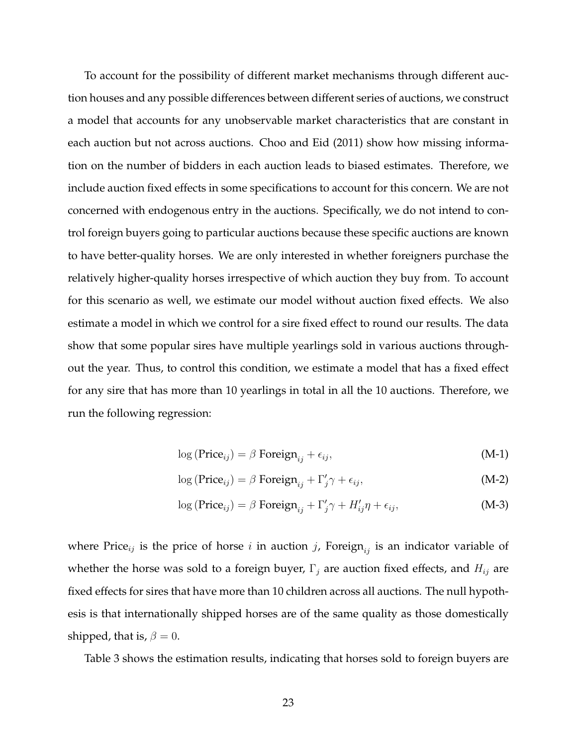To account for the possibility of different market mechanisms through different auction houses and any possible differences between different series of auctions, we construct a model that accounts for any unobservable market characteristics that are constant in each auction but not across auctions. Choo and Eid (2011) show how missing information on the number of bidders in each auction leads to biased estimates. Therefore, we include auction fixed effects in some specifications to account for this concern. We are not concerned with endogenous entry in the auctions. Specifically, we do not intend to control foreign buyers going to particular auctions because these specific auctions are known to have better-quality horses. We are only interested in whether foreigners purchase the relatively higher-quality horses irrespective of which auction they buy from. To account for this scenario as well, we estimate our model without auction fixed effects. We also estimate a model in which we control for a sire fixed effect to round our results. The data show that some popular sires have multiple yearlings sold in various auctions throughout the year. Thus, to control this condition, we estimate a model that has a fixed effect for any sire that has more than 10 yearlings in total in all the 10 auctions. Therefore, we run the following regression:

$$\log\left(\text{Price}_{ij}\right) = \beta \ \text{Foreign}_{ij} + \epsilon_{ij}, \tag{M-1}$$

$$\log\left(\text{Price}_{ij}\right) = \beta \ \text{Foreign}_{ij} + \Gamma_j'\gamma + \epsilon_{ij}, \tag{M-2}$$

$$\log\left(\text{Price}_{ij}\right) = \beta \ \text{Foreign}_{ij} + \Gamma_j'\gamma + H_{ij}'\eta + \epsilon_{ij}, \tag{M-3}$$

where $\text{Price}_{ij}$ is the price of horse $i$ in auction $j$, $\text{Foreign}_{ij}$ is an indicator variable of whether the horse was sold to a foreign buyer, $\Gamma_j$ are auction fixed effects, and $H_{ij}$ are fixed effects for sires that have more than 10 children across all auctions. The null hypothesis is that internationally shipped horses are of the same quality as those domestically shipped, that is, $\beta = 0$.

Table 3 shows the estimation results, indicating that horses sold to foreign buyers are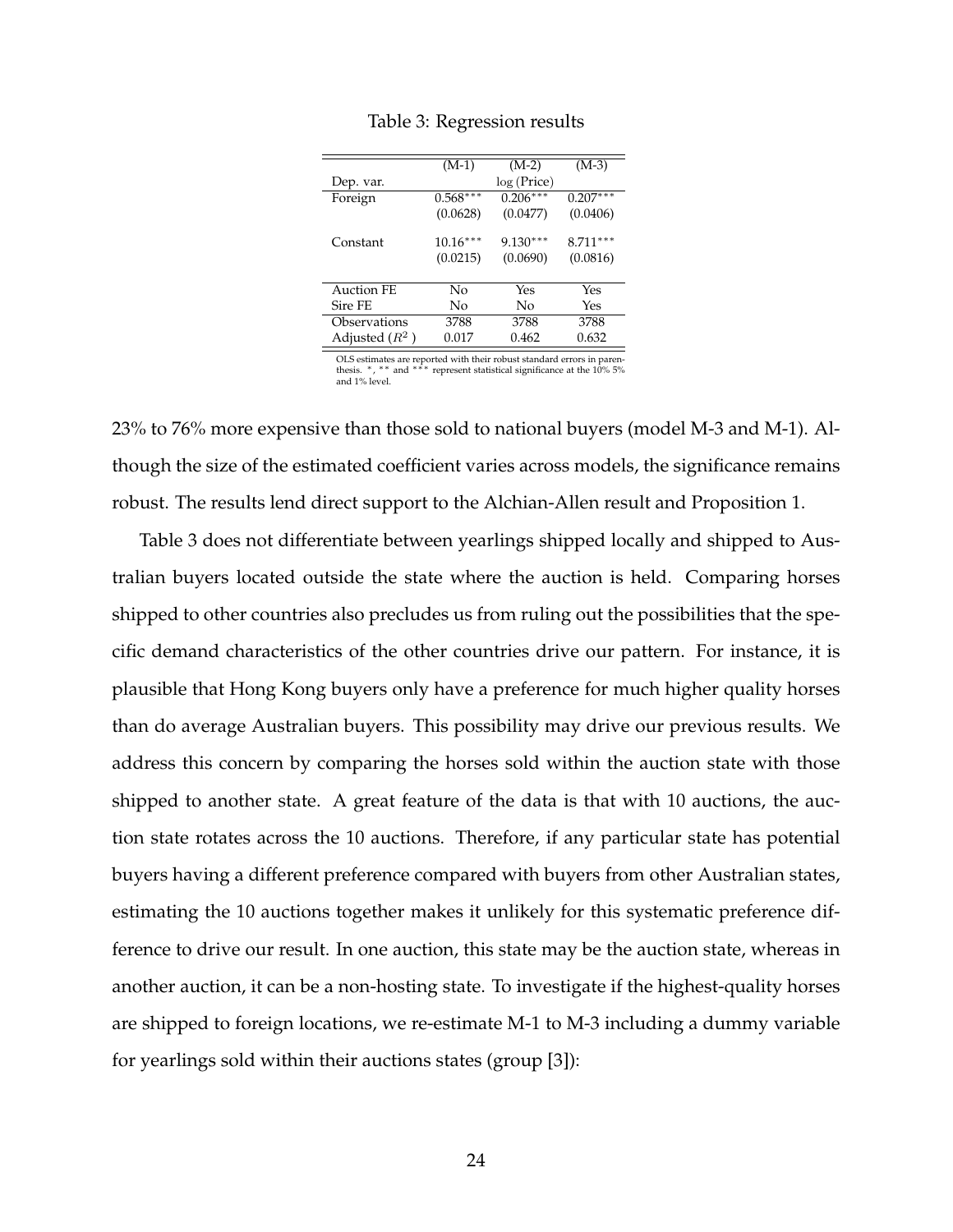Table 3: Regression results

| | (M-1) | (M-2) | (M-3) |
|---|---|---|---|
| Dep. var. | | log (Price) | |
| Foreign | 0.568*** | 0.206*** | 0.207*** |
| | (0.0628) | (0.0477) | (0.0406) |
| Constant | 10.16*** | 9.130*** | 8.711*** |
| | (0.0215) | (0.0690) | (0.0816) |
| Auction FE | No | Yes | Yes |
| Sire FE | No | No | Yes |
| Observations | 3788 | 3788 | 3788 |
| Adjusted ($R^2$ ) | 0.017 | 0.462 | 0.632 |

OLS estimates are reported with their robust standard errors in parenthesis. *, ** and *** represent statistical significance at the 10% 5% and 1% level.

23% to 76% more expensive than those sold to national buyers (model M-3 and M-1). Although the size of the estimated coefficient varies across models, the significance remains robust. The results lend direct support to the Alchian-Allen result and Proposition 1.

Table 3 does not differentiate between yearlings shipped locally and shipped to Australian buyers located outside the state where the auction is held. Comparing horses shipped to other countries also precludes us from ruling out the possibilities that the specific demand characteristics of the other countries drive our pattern. For instance, it is plausible that Hong Kong buyers only have a preference for much higher quality horses than do average Australian buyers. This possibility may drive our previous results. We address this concern by comparing the horses sold within the auction state with those shipped to another state. A great feature of the data is that with 10 auctions, the auction state rotates across the 10 auctions. Therefore, if any particular state has potential buyers having a different preference compared with buyers from other Australian states, estimating the 10 auctions together makes it unlikely for this systematic preference difference to drive our result. In one auction, this state may be the auction state, whereas in another auction, it can be a non-hosting state. To investigate if the highest-quality horses are shipped to foreign locations, we re-estimate M-1 to M-3 including a dummy variable for yearlings sold within their auctions states (group [3]):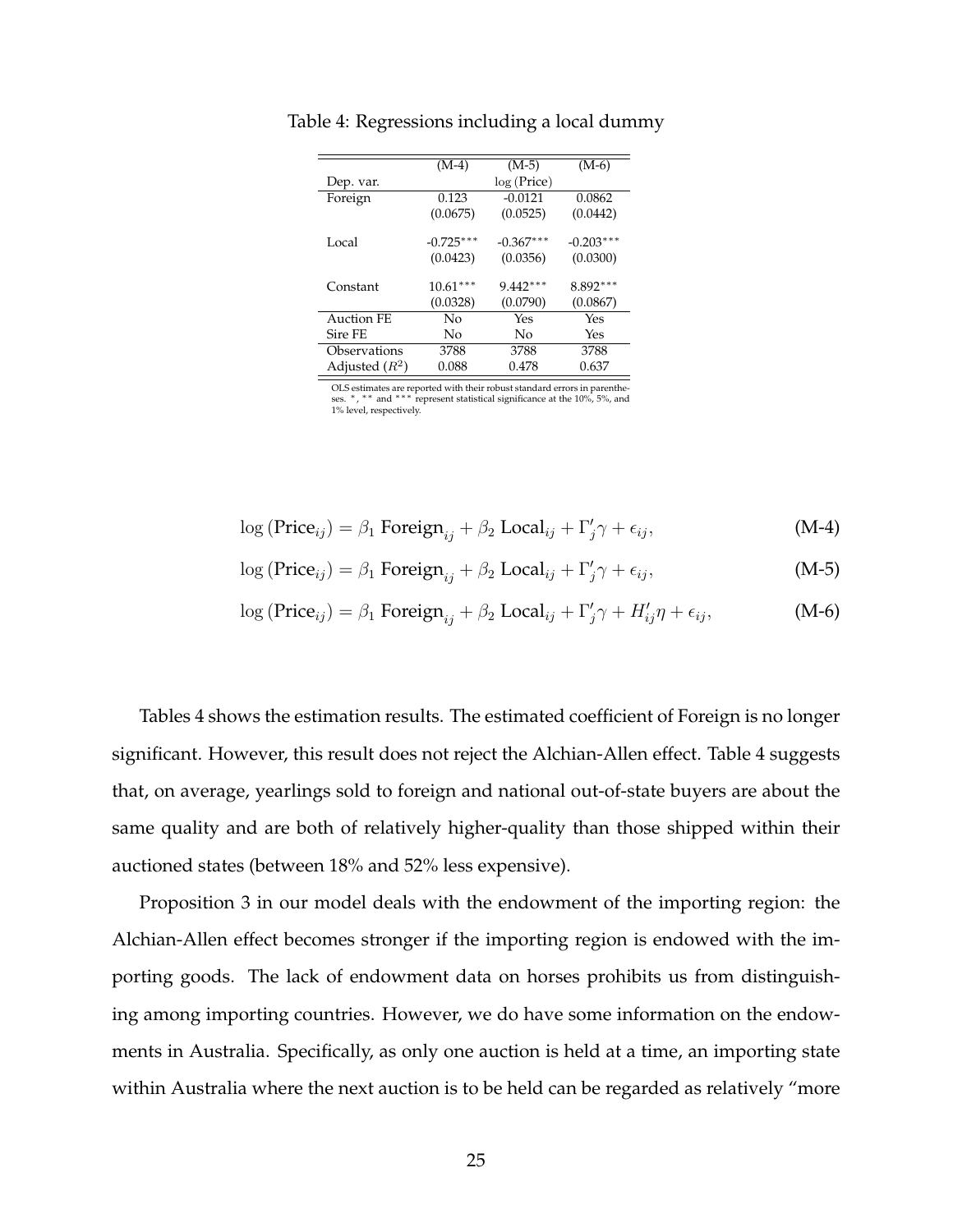Table 4: Regressions including a local dummy

| | (M-4) | (M-5) | (M-6) |
|---|---|---|---|
| Dep. var. | | log (Price) | |
| Foreign | 0.123 | -0.0121 | 0.0862 |
| | (0.0675) | (0.0525) | (0.0442) |
| Local | -0.725*** | -0.367*** | -0.203*** |
| | (0.0423) | (0.0356) | (0.0300) |
| Constant | 10.61*** | 9.442*** | 8.892*** |
| | (0.0328) | (0.0790) | (0.0867) |
| Auction FE | No | Yes | Yes |
| Sire FE | No | No | Yes |
| Observations | 3788 | 3788 | 3788 |
| Adjusted ($R^2$) | 0.088 | 0.478 | 0.637 |

OLS estimates are reported with their robust standard errors in parentheses. *, ** and *** represent statistical significance at the 10%, 5%, and 1% level, respectively.

$$\log\left(\text{Price}_{ij}\right) = \beta_1 \text{ Foreign}_{ij} + \beta_2 \text{ Local}_{ij} + \Gamma_j' \gamma + \epsilon_{ij}, \tag{M-4}$$

$$\log\left(\text{Price}_{ij}\right) = \beta_1 \text{ Foreign}_{ij} + \beta_2 \text{ Local}_{ij} + \Gamma_j' \gamma + \epsilon_{ij}, \tag{M-5}$$

$$\log\left(\text{Price}_{ij}\right) = \beta_1 \text{ Foreign}_{ij} + \beta_2 \text{ Local}_{ij} + \Gamma_j' \gamma + H_{ij}' \eta + \epsilon_{ij}, \tag{M-6}$$

Tables 4 shows the estimation results. The estimated coefficient of Foreign is no longer significant. However, this result does not reject the Alchian-Allen effect. Table 4 suggests that, on average, yearlings sold to foreign and national out-of-state buyers are about the same quality and are both of relatively higher-quality than those shipped within their auctioned states (between 18% and 52% less expensive).

Proposition 3 in our model deals with the endowment of the importing region: the Alchian-Allen effect becomes stronger if the importing region is endowed with the importing goods. The lack of endowment data on horses prohibits us from distinguishing among importing countries. However, we do have some information on the endowments in Australia. Specifically, as only one auction is held at a time, an importing state within Australia where the next auction is to be held can be regarded as relatively "more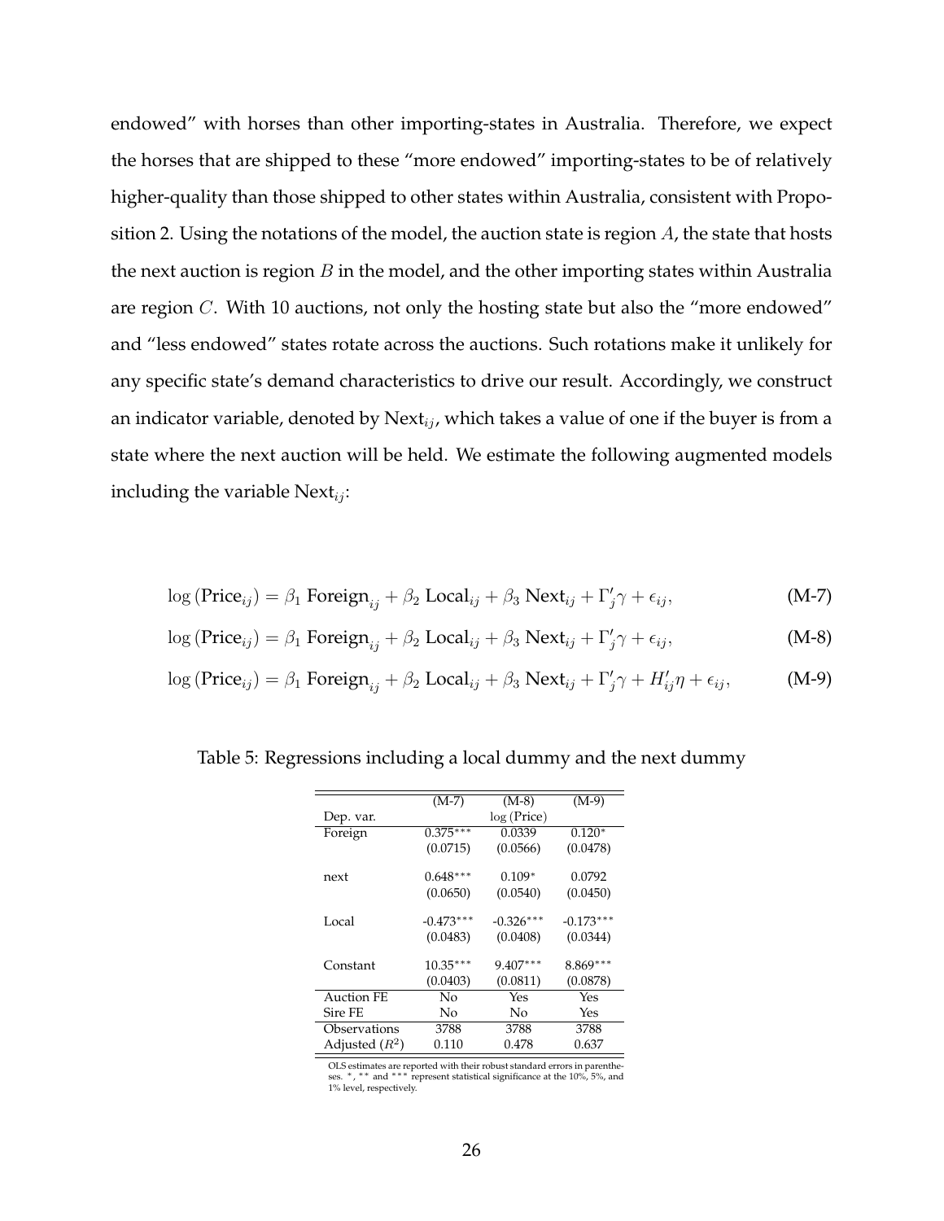endowed" with horses than other importing-states in Australia. Therefore, we expect the horses that are shipped to these "more endowed" importing-states to be of relatively higher-quality than those shipped to other states within Australia, consistent with Proposition 2. Using the notations of the model, the auction state is region $A$, the state that hosts the next auction is region $B$ in the model, and the other importing states within Australia are region $C$. With 10 auctions, not only the hosting state but also the "more endowed" and "less endowed" states rotate across the auctions. Such rotations make it unlikely for any specific state's demand characteristics to drive our result. Accordingly, we construct an indicator variable, denoted by $\text{Next}_{ij}$, which takes a value of one if the buyer is from a state where the next auction will be held. We estimate the following augmented models including the variable $\text{Next}_{ij}$:

$$\log(\text{Price}_{ij}) = \beta_1 \text{ Foreign}_{ij} + \beta_2 \text{ Local}_{ij} + \beta_3 \text{ Next}_{ij} + \Gamma_j' \gamma + \epsilon_{ij}, \tag{M-7}$$

$$\log(\text{Price}_{ij}) = \beta_1 \text{ Foreign}_{ij} + \beta_2 \text{ Local}_{ij} + \beta_3 \text{ Next}_{ij} + \Gamma_j' \gamma + \epsilon_{ij}, \tag{M-8}$$

$$\log(\text{Price}_{ij}) = \beta_1 \text{ Foreign}_{ij} + \beta_2 \text{ Local}_{ij} + \beta_3 \text{ Next}_{ij} + \Gamma_j' \gamma + H_{ij}' \eta + \epsilon_{ij}, \tag{M-9}$$

Table 5: Regressions including a local dummy and the next dummy

| | (M-7) | (M-8) | (M-9) |
|---|---|---|---|
| Dep. var. | | log (Price) | |
| Foreign | 0.375*** | 0.0339 | 0.120* |
| | (0.0715) | (0.0566) | (0.0478) |
| next | 0.648*** | 0.109* | 0.0792 |
| | (0.0650) | (0.0540) | (0.0450) |
| Local | -0.473*** | -0.326*** | -0.173*** |
| | (0.0483) | (0.0408) | (0.0344) |
| Constant | 10.35*** | 9.407*** | 8.869*** |
| | (0.0403) | (0.0811) | (0.0878) |
| Auction FE | No | Yes | Yes |
| Sire FE | No | No | Yes |
| Observations | 3788 | 3788 | 3788 |
| Adjusted ($R^2$) | 0.110 | 0.478 | 0.637 |

OLS estimates are reported with their robust standard errors in parentheses. *, ** and *** represent statistical significance at the 10%, 5%, and 1% level, respectively.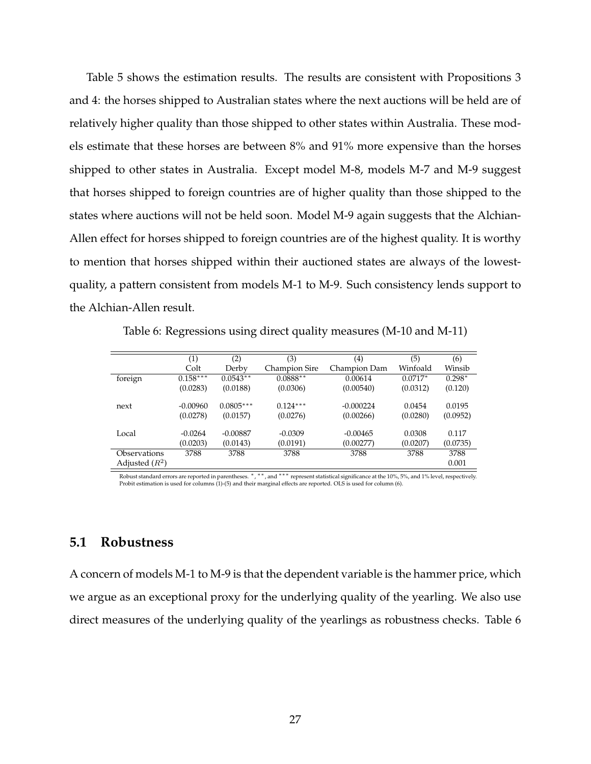Table 5 shows the estimation results. The results are consistent with Propositions 3 and 4: the horses shipped to Australian states where the next auctions will be held are of relatively higher quality than those shipped to other states within Australia. These models estimate that these horses are between 8% and 91% more expensive than the horses shipped to other states in Australia. Except model M-8, models M-7 and M-9 suggest that horses shipped to foreign countries are of higher quality than those shipped to the states where auctions will not be held soon. Model M-9 again suggests that the Alchian-Allen effect for horses shipped to foreign countries are of the highest quality. It is worthy to mention that horses shipped within their auctioned states are always of the lowest-quality, a pattern consistent from models M-1 to M-9. Such consistency lends support to the Alchian-Allen result.

Table 6: Regressions using direct quality measures (M-10 and M-11)

| | (1) | (2) | (3) | (4) | (5) | (6) |
|---|---|---|---|---|---|---|
| | Colt | Derby | Champion Sire | Champion Dam | Winfoald | Winsib |
| foreign | 0.158*** | 0.0543** | 0.0888** | 0.00614 | 0.0717* | 0.298* |
| | (0.0283) | (0.0188) | (0.0306) | (0.00540) | (0.0312) | (0.120) |
| next | -0.00960 | 0.0805*** | 0.124*** | -0.000224 | 0.0454 | 0.0195 |
| | (0.0278) | (0.0157) | (0.0276) | (0.00266) | (0.0280) | (0.0952) |
| Local | -0.0264 | -0.00887 | -0.0309 | -0.00465 | 0.0308 | 0.117 |
| | (0.0203) | (0.0143) | (0.0191) | (0.00277) | (0.0207) | (0.0735) |
| Observations | 3788 | 3788 | 3788 | 3788 | 3788 | 3788 |
| Adjusted ($R^2$) | | | | | | 0.001 |

Robust standard errors are reported in parentheses. *, **, and *** represent statistical significance at the 10%, 5%, and 1% level, respectively. Probit estimation is used for columns (1)-(5) and their marginal effects are reported. OLS is used for column (6).

## 5.1 Robustness

A concern of models M-1 to M-9 is that the dependent variable is the hammer price, which we argue as an exceptional proxy for the underlying quality of the yearling. We also use direct measures of the underlying quality of the yearlings as robustness checks. Table 6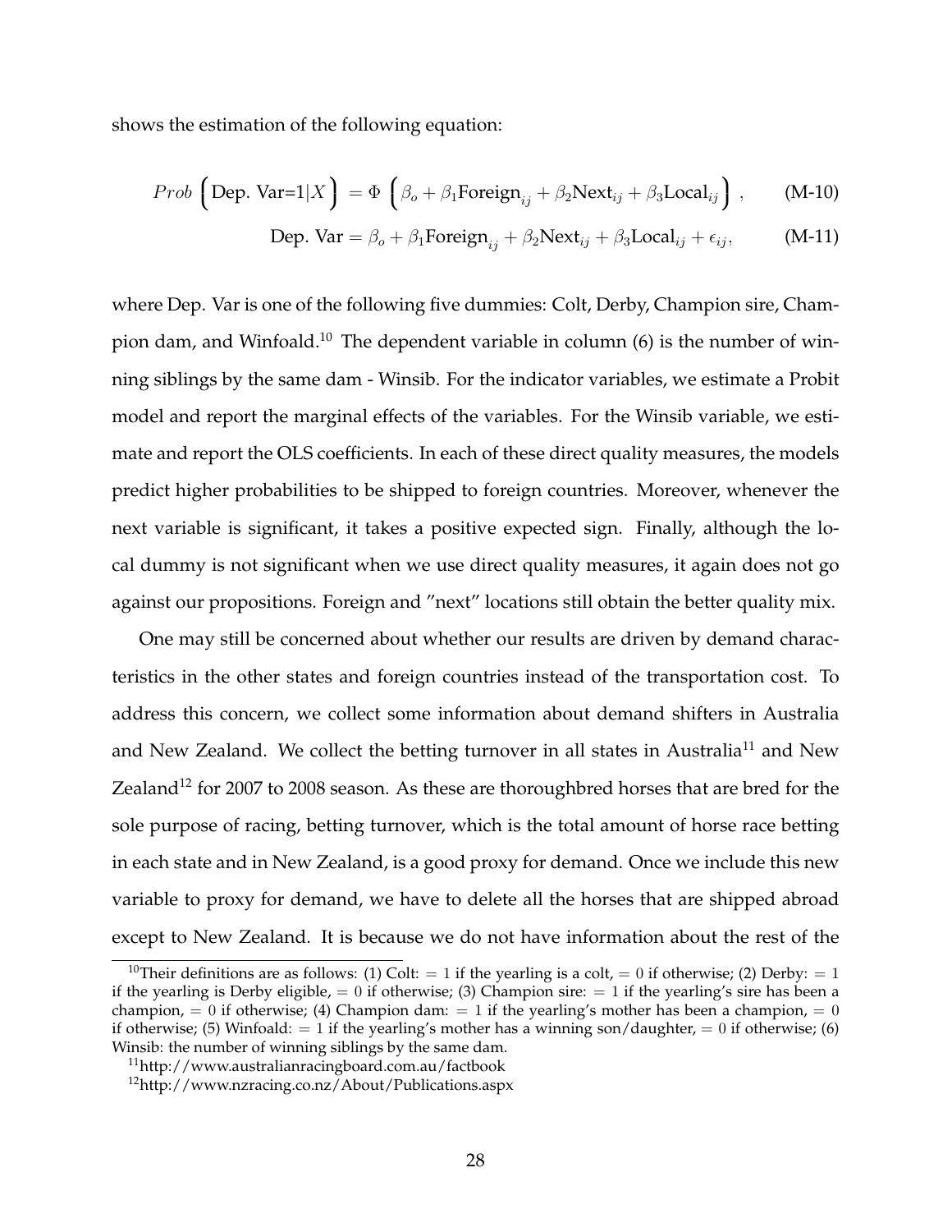shows the estimation of the following equation:

$$Prob\left(\text{Dep. Var=1}|X\right) = \Phi\left(\beta_o + \beta_1 \text{Foreign}_{ij} + \beta_2 \text{Next}_{ij} + \beta_3 \text{Local}_{ij}\right), \qquad \text{(M-10)}$$

$$\text{Dep. Var} = \beta_o + \beta_1 \text{Foreign}_{ij} + \beta_2 \text{Next}_{ij} + \beta_3 \text{Local}_{ij} + \epsilon_{ij}, \qquad \text{(M-11)}$$

where Dep. Var is one of the following five dummies: Colt, Derby, Champion sire, Champion dam, and Winfoald.[10] The dependent variable in column (6) is the number of winning siblings by the same dam - Winsib. For the indicator variables, we estimate a Probit model and report the marginal effects of the variables. For the Winsib variable, we estimate and report the OLS coefficients. In each of these direct quality measures, the models predict higher probabilities to be shipped to foreign countries. Moreover, whenever the next variable is significant, it takes a positive expected sign. Finally, although the local dummy is not significant when we use direct quality measures, it again does not go against our propositions. Foreign and "next" locations still obtain the better quality mix.

One may still be concerned about whether our results are driven by demand characteristics in the other states and foreign countries instead of the transportation cost. To address this concern, we collect some information about demand shifters in Australia and New Zealand. We collect the betting turnover in all states in Australia[11] and New Zealand[12] for 2007 to 2008 season. As these are thoroughbred horses that are bred for the sole purpose of racing, betting turnover, which is the total amount of horse race betting in each state and in New Zealand, is a good proxy for demand. Once we include this new variable to proxy for demand, we have to delete all the horses that are shipped abroad except to New Zealand. It is because we do not have information about the rest of the

[10] Their definitions are as follows: (1) Colt: $= 1$ if the yearling is a colt, $= 0$ if otherwise; (2) Derby: $= 1$ if the yearling is Derby eligible, $= 0$ if otherwise; (3) Champion sire: $= 1$ if the yearling's sire has been a champion, $= 0$ if otherwise; (4) Champion dam: $= 1$ if the yearling's mother has been a champion, $= 0$ if otherwise; (5) Winfoald: $= 1$ if the yearling's mother has a winning son/daughter, $= 0$ if otherwise; (6) Winsib: the number of winning siblings by the same dam.

[11] http://www.australianracingboard.com.au/factbook

[12] http://www.nzracing.co.nz/About/Publications.aspx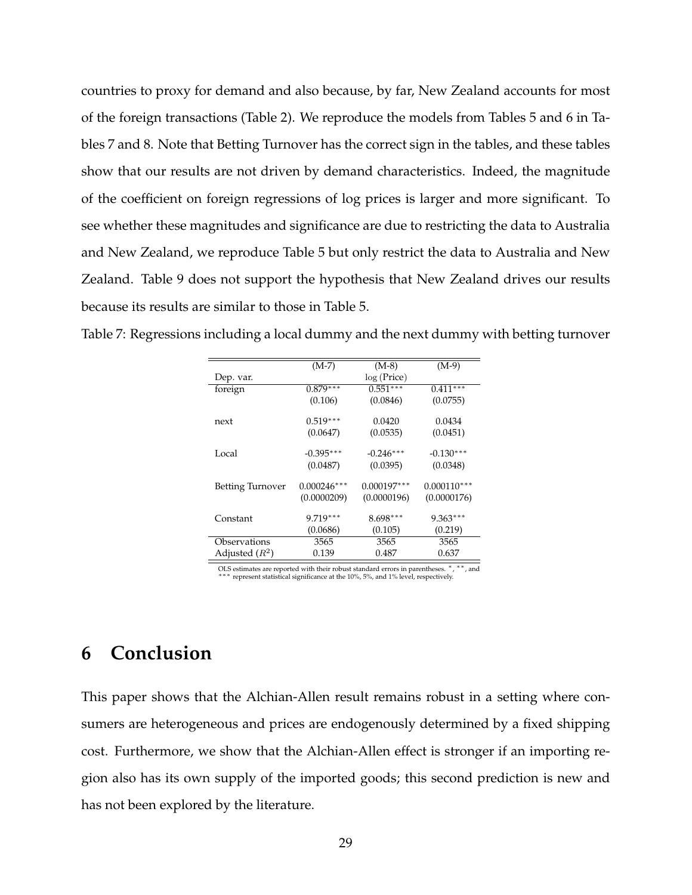countries to proxy for demand and also because, by far, New Zealand accounts for most of the foreign transactions (Table 2). We reproduce the models from Tables 5 and 6 in Tables 7 and 8. Note that Betting Turnover has the correct sign in the tables, and these tables show that our results are not driven by demand characteristics. Indeed, the magnitude of the coefficient on foreign regressions of log prices is larger and more significant. To see whether these magnitudes and significance are due to restricting the data to Australia and New Zealand, we reproduce Table 5 but only restrict the data to Australia and New Zealand. Table 9 does not support the hypothesis that New Zealand drives our results because its results are similar to those in Table 5.

Table 7: Regressions including a local dummy and the next dummy with betting turnover

| | (M-7) | (M-8) | (M-9) |
|---|---|---|---|
| Dep. var. | | log (Price) | |
| foreign | 0.879*** | 0.551*** | 0.411*** |
| | (0.106) | (0.0846) | (0.0755) |
| next | 0.519*** | 0.0420 | 0.0434 |
| | (0.0647) | (0.0535) | (0.0451) |
| Local | -0.395*** | -0.246*** | -0.130*** |
| | (0.0487) | (0.0395) | (0.0348) |
| Betting Turnover | 0.000246*** | 0.000197*** | 0.000110*** |
| | (0.0000209) | (0.0000196) | (0.0000176) |
| Constant | 9.719*** | 8.698*** | 9.363*** |
| | (0.0686) | (0.105) | (0.219) |
| Observations | 3565 | 3565 | 3565 |
| Adjusted ($R^2$) | 0.139 | 0.487 | 0.637 |

OLS estimates are reported with their robust standard errors in parentheses. *, **, and *** represent statistical significance at the 10%, 5%, and 1% level, respectively.

# 6 Conclusion

This paper shows that the Alchian-Allen result remains robust in a setting where consumers are heterogeneous and prices are endogenously determined by a fixed shipping cost. Furthermore, we show that the Alchian-Allen effect is stronger if an importing region also has its own supply of the imported goods; this second prediction is new and has not been explored by the literature.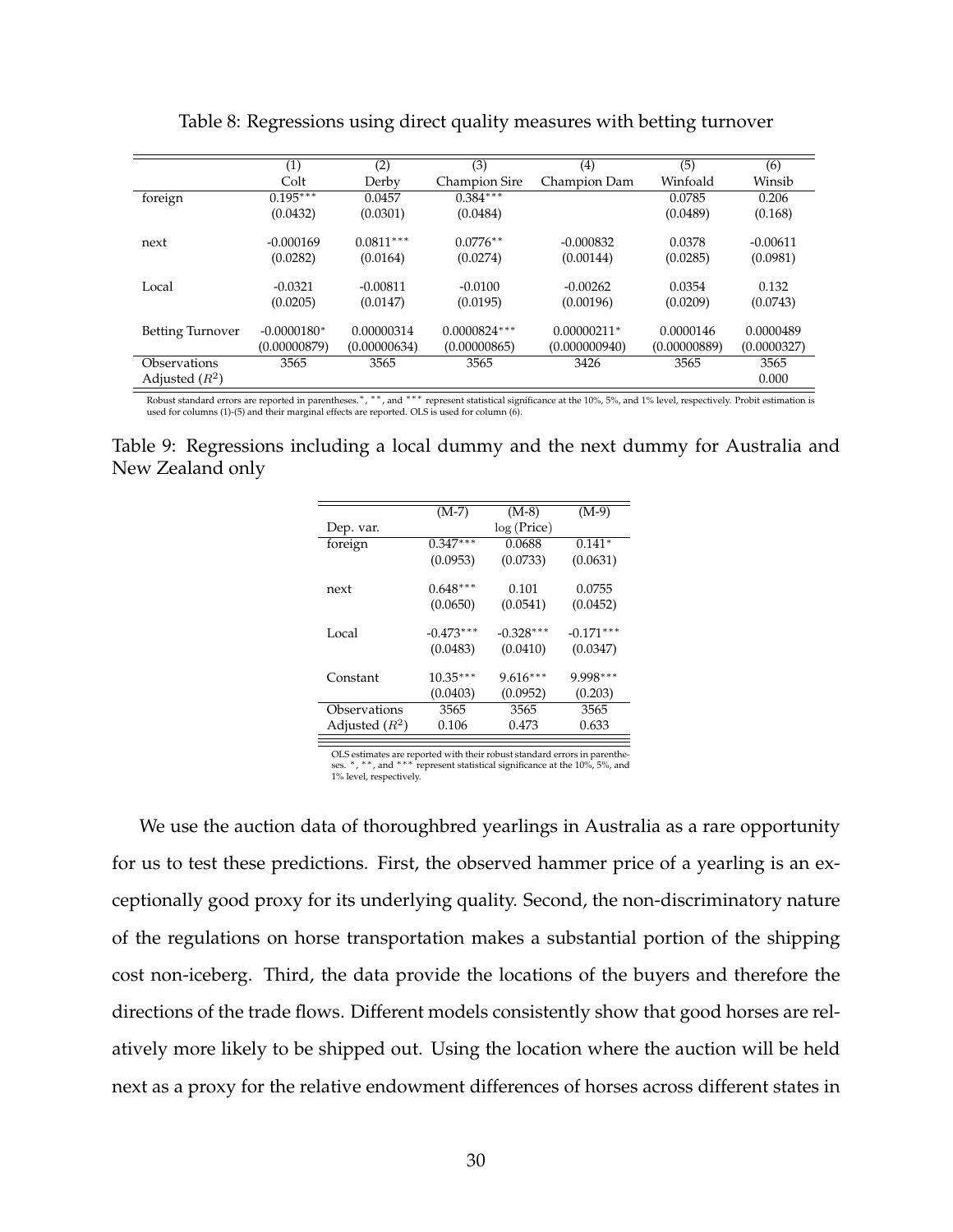Table 8: Regressions using direct quality measures with betting turnover

| | (1) | (2) | (3) | (4) | (5) | (6) |
|---|---|---|---|---|---|---|
| | Colt | Derby | Champion Sire | Champion Dam | Winfoald | Winsib |
| foreign | $0.195^{***}$ | 0.0457 | $0.384^{***}$ | | 0.0785 | 0.206 |
| | (0.0432) | (0.0301) | (0.0484) | | (0.0489) | (0.168) |
| next | -0.000169 | $0.0811^{***}$ | $0.0776^{**}$ | -0.000832 | 0.0378 | -0.00611 |
| | (0.0282) | (0.0164) | (0.0274) | (0.00144) | (0.0285) | (0.0981) |
| Local | -0.0321 | -0.00811 | -0.0100 | -0.00262 | 0.0354 | 0.132 |
| | (0.0205) | (0.0147) | (0.0195) | (0.00196) | (0.0209) | (0.0743) |
| Betting Turnover | $-0.0000180^{*}$ | 0.00000314 | $0.0000824^{***}$ | $0.00000211^{*}$ | 0.0000146 | 0.0000489 |
| | (0.00000879) | (0.00000634) | (0.00000865) | (0.000000940) | (0.00000889) | (0.0000327) |
| Observations | 3565 | 3565 | 3565 | 3426 | 3565 | 3565 |
| Adjusted ($R^2$) | | | | | | 0.000 |

Robust standard errors are reported in parentheses. $^{*}$, $^{**}$, and $^{***}$ represent statistical significance at the 10%, 5%, and 1% level, respectively. Probit estimation is used for columns (1)-(5) and their marginal effects are reported. OLS is used for column (6).

Table 9: Regressions including a local dummy and the next dummy for Australia and New Zealand only

| | (M-7) | (M-8) | (M-9) |
|---|---|---|---|
| Dep. var. | | log (Price) | |
| foreign | $0.347^{***}$ | 0.0688 | $0.141^{*}$ |
| | (0.0953) | (0.0733) | (0.0631) |
| next | $0.648^{***}$ | 0.101 | 0.0755 |
| | (0.0650) | (0.0541) | (0.0452) |
| Local | $-0.473^{***}$ | $-0.328^{***}$ | $-0.171^{***}$ |
| | (0.0483) | (0.0410) | (0.0347) |
| Constant | $10.35^{***}$ | $9.616^{***}$ | $9.998^{***}$ |
| | (0.0403) | (0.0952) | (0.203) |
| Observations | 3565 | 3565 | 3565 |
| Adjusted ($R^2$) | 0.106 | 0.473 | 0.633 |

OLS estimates are reported with their robust standard errors in parentheses. $^{*}$, $^{**}$, and $^{***}$ represent statistical significance at the 10%, 5%, and 1% level, respectively.

We use the auction data of thoroughbred yearlings in Australia as a rare opportunity for us to test these predictions. First, the observed hammer price of a yearling is an exceptionally good proxy for its underlying quality. Second, the non-discriminatory nature of the regulations on horse transportation makes a substantial portion of the shipping cost non-iceberg. Third, the data provide the locations of the buyers and therefore the directions of the trade flows. Different models consistently show that good horses are relatively more likely to be shipped out. Using the location where the auction will be held next as a proxy for the relative endowment differences of horses across different states in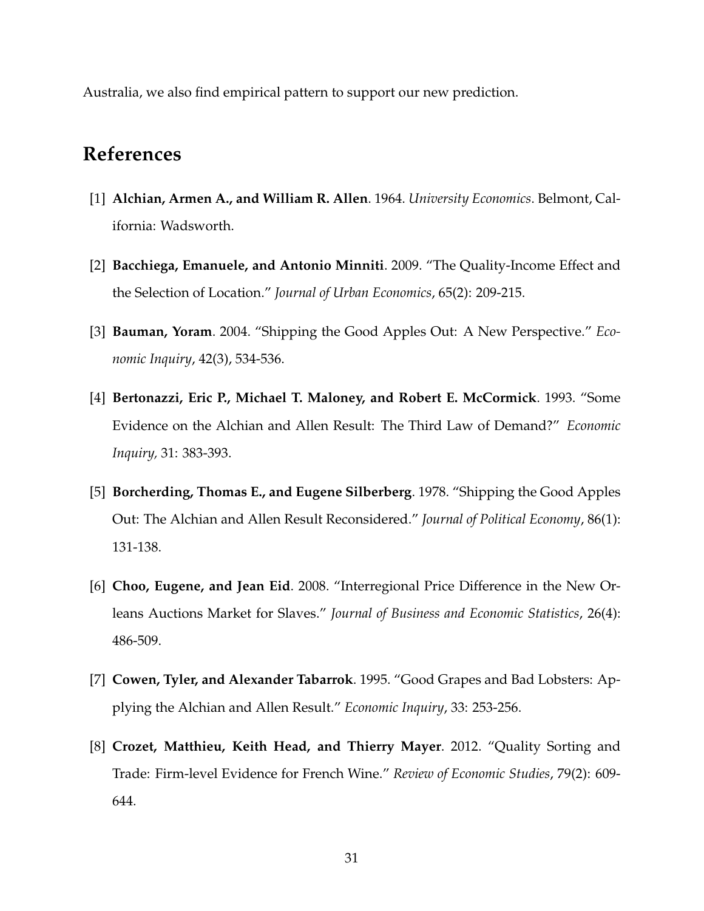Australia, we also find empirical pattern to support our new prediction.

## References

[1] **Alchian, Armen A., and William R. Allen**. 1964. *University Economics*. Belmont, California: Wadsworth.

[2] **Bacchiega, Emanuele, and Antonio Minniti**. 2009. "The Quality-Income Effect and the Selection of Location." *Journal of Urban Economics*, 65(2): 209-215.

[3] **Bauman, Yoram**. 2004. "Shipping the Good Apples Out: A New Perspective." *Economic Inquiry*, 42(3), 534-536.

[4] **Bertonazzi, Eric P., Michael T. Maloney, and Robert E. McCormick**. 1993. "Some Evidence on the Alchian and Allen Result: The Third Law of Demand?" *Economic Inquiry,* 31: 383-393.

[5] **Borcherding, Thomas E., and Eugene Silberberg**. 1978. "Shipping the Good Apples Out: The Alchian and Allen Result Reconsidered." *Journal of Political Economy*, 86(1): 131-138.

[6] **Choo, Eugene, and Jean Eid**. 2008. "Interregional Price Difference in the New Orleans Auctions Market for Slaves." *Journal of Business and Economic Statistics*, 26(4): 486-509.

[7] **Cowen, Tyler, and Alexander Tabarrok**. 1995. "Good Grapes and Bad Lobsters: Applying the Alchian and Allen Result." *Economic Inquiry*, 33: 253-256.

[8] **Crozet, Matthieu, Keith Head, and Thierry Mayer**. 2012. "Quality Sorting and Trade: Firm-level Evidence for French Wine." *Review of Economic Studies*, 79(2): 609-644.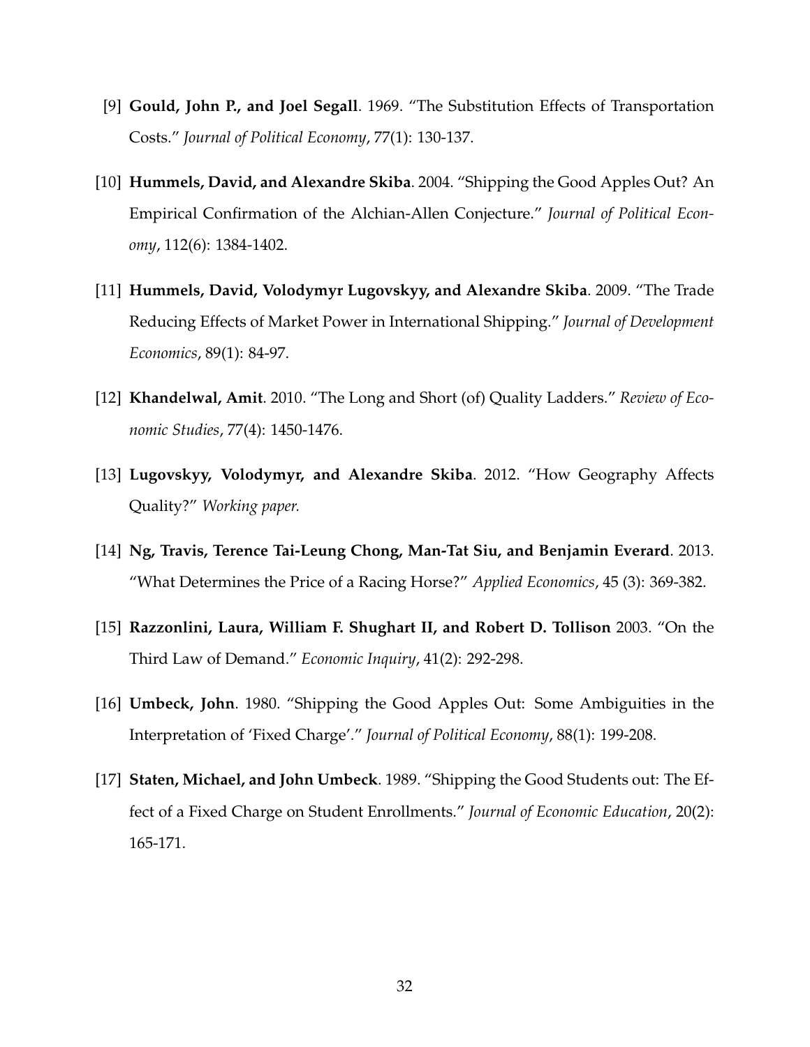[9] **Gould, John P., and Joel Segall**. 1969. "The Substitution Effects of Transportation Costs." *Journal of Political Economy*, 77(1): 130-137.

[10] **Hummels, David, and Alexandre Skiba**. 2004. "Shipping the Good Apples Out? An Empirical Confirmation of the Alchian-Allen Conjecture." *Journal of Political Economy*, 112(6): 1384-1402.

[11] **Hummels, David, Volodymyr Lugovskyy, and Alexandre Skiba**. 2009. "The Trade Reducing Effects of Market Power in International Shipping." *Journal of Development Economics*, 89(1): 84-97.

[12] **Khandelwal, Amit**. 2010. "The Long and Short (of) Quality Ladders." *Review of Economic Studies*, 77(4): 1450-1476.

[13] **Lugovskyy, Volodymyr, and Alexandre Skiba**. 2012. "How Geography Affects Quality?" *Working paper.*

[14] **Ng, Travis, Terence Tai-Leung Chong, Man-Tat Siu, and Benjamin Everard**. 2013. "What Determines the Price of a Racing Horse?" *Applied Economics*, 45 (3): 369-382.

[15] **Razzonlini, Laura, William F. Shughart II, and Robert D. Tollison** 2003. "On the Third Law of Demand." *Economic Inquiry*, 41(2): 292-298.

[16] **Umbeck, John**. 1980. "Shipping the Good Apples Out: Some Ambiguities in the Interpretation of 'Fixed Charge'." *Journal of Political Economy*, 88(1): 199-208.

[17] **Staten, Michael, and John Umbeck**. 1989. "Shipping the Good Students out: The Effect of a Fixed Charge on Student Enrollments." *Journal of Economic Education*, 20(2): 165-171.